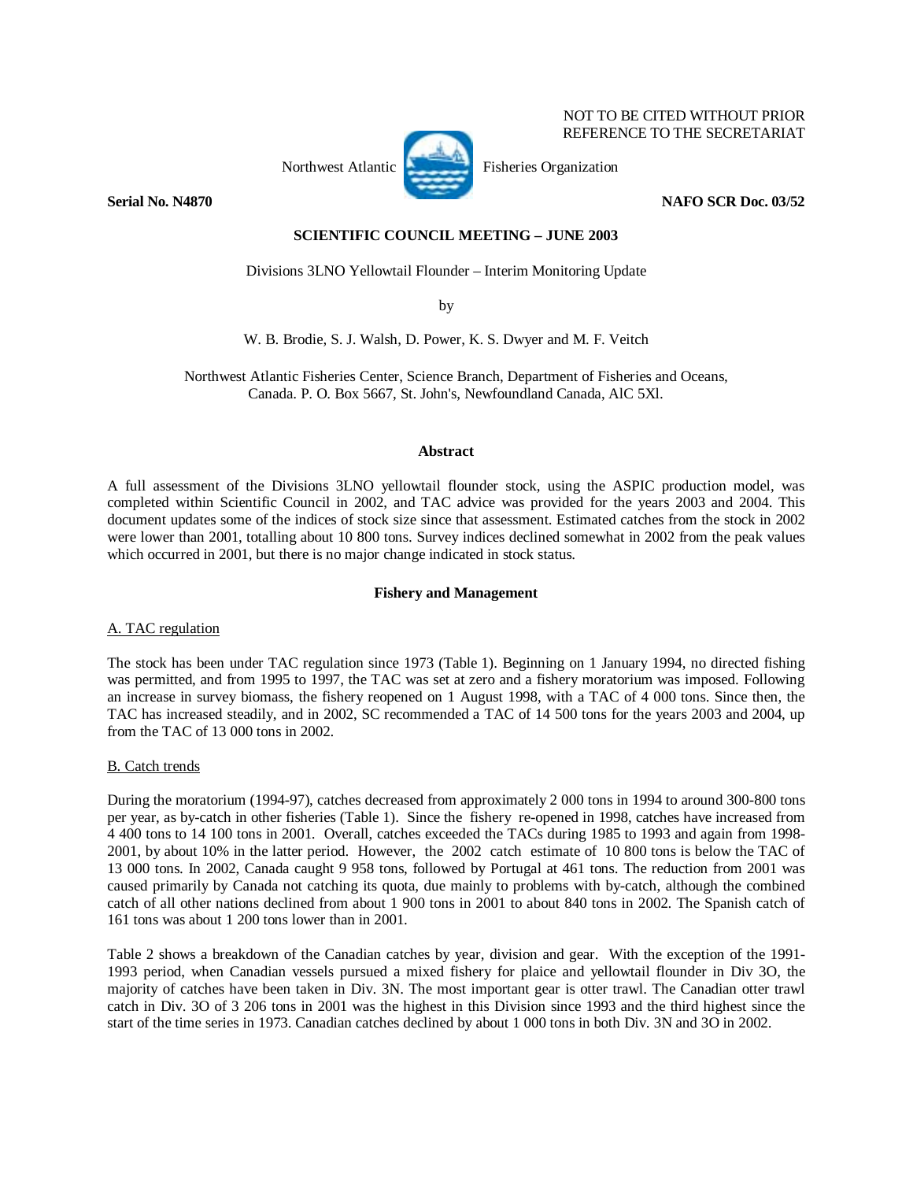NOT TO BE CITED WITHOUT PRIOR REFERENCE TO THE SECRETARIAT

Northwest Atlantic Fisheries Organization

**Serial No. N4870** **NAFO SCR Doc. 03/52**

**SCIENTIFIC COUNCIL MEETING – JUNE 2003**

Divisions 3LNO Yellowtail Flounder – Interim Monitoring Update

by

W. B. Brodie, S. J. Walsh, D. Power, K. S. Dwyer and M. F. Veitch

Northwest Atlantic Fisheries Center, Science Branch, Department of Fisheries and Oceans, Canada. P. O. Box 5667, St. John's, Newfoundland Canada, AlC 5Xl.

**Abstract**

A full assessment of the Divisions 3LNO yellowtail flounder stock, using the ASPIC production model, was completed within Scientific Council in 2002, and TAC advice was provided for the years 2003 and 2004. This document updates some of the indices of stock size since that assessment. Estimated catches from the stock in 2002 were lower than 2001, totalling about 10 800 tons. Survey indices declined somewhat in 2002 from the peak values which occurred in 2001, but there is no major change indicated in stock status.

**Fishery and Management**

A. TAC regulation

The stock has been under TAC regulation since 1973 (Table 1). Beginning on 1 January 1994, no directed fishing was permitted, and from 1995 to 1997, the TAC was set at zero and a fishery moratorium was imposed. Following an increase in survey biomass, the fishery reopened on 1 August 1998, with a TAC of 4 000 tons. Since then, the TAC has increased steadily, and in 2002, SC recommended a TAC of 14 500 tons for the years 2003 and 2004, up from the TAC of 13 000 tons in 2002.

B. Catch trends

During the moratorium (1994-97), catches decreased from approximately 2 000 tons in 1994 to around 300-800 tons per year, as by-catch in other fisheries (Table 1). Since the fishery re-opened in 1998, catches have increased from 4 400 tons to 14 100 tons in 2001. Overall, catches exceeded the TACs during 1985 to 1993 and again from 1998-2001, by about 10% in the latter period. However, the 2002 catch estimate of 10 800 tons is below the TAC of 13 000 tons. In 2002, Canada caught 9 958 tons, followed by Portugal at 461 tons. The reduction from 2001 was caused primarily by Canada not catching its quota, due mainly to problems with by-catch, although the combined catch of all other nations declined from about 1 900 tons in 2001 to about 840 tons in 2002. The Spanish catch of 161 tons was about 1 200 tons lower than in 2001.

Table 2 shows a breakdown of the Canadian catches by year, division and gear. With the exception of the 1991-1993 period, when Canadian vessels pursued a mixed fishery for plaice and yellowtail flounder in Div 3O, the majority of catches have been taken in Div. 3N. The most important gear is otter trawl. The Canadian otter trawl catch in Div. 3O of 3 206 tons in 2001 was the highest in this Division since 1993 and the third highest since the start of the time series in 1973. Canadian catches declined by about 1 000 tons in both Div. 3N and 3O in 2002.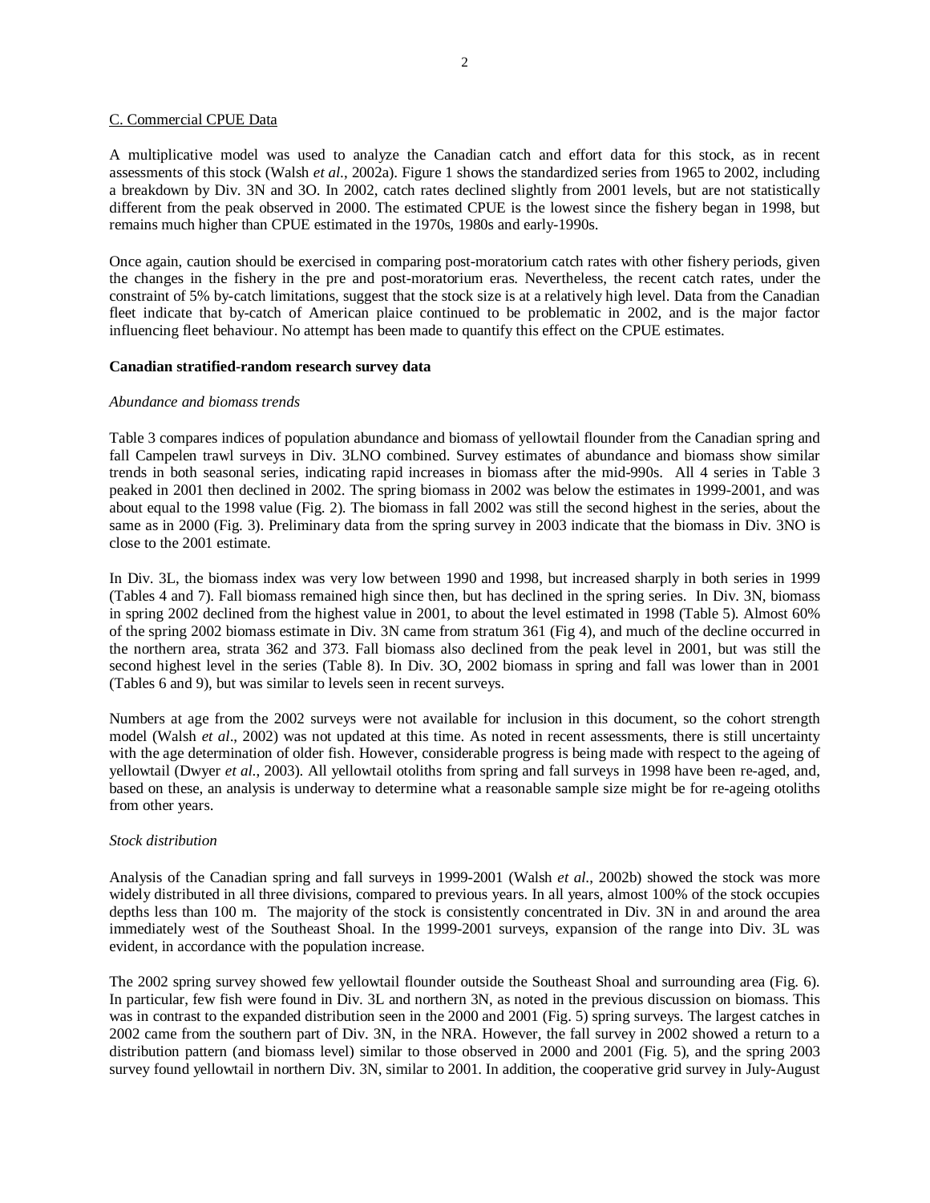C. Commercial CPUE Data

A multiplicative model was used to analyze the Canadian catch and effort data for this stock, as in recent assessments of this stock (Walsh *et al*., 2002a). Figure 1 shows the standardized series from 1965 to 2002, including a breakdown by Div. 3N and 3O. In 2002, catch rates declined slightly from 2001 levels, but are not statistically different from the peak observed in 2000. The estimated CPUE is the lowest since the fishery began in 1998, but remains much higher than CPUE estimated in the 1970s, 1980s and early-1990s.

Once again, caution should be exercised in comparing post-moratorium catch rates with other fishery periods, given the changes in the fishery in the pre and post-moratorium eras. Nevertheless, the recent catch rates, under the constraint of 5% by-catch limitations, suggest that the stock size is at a relatively high level. Data from the Canadian fleet indicate that by-catch of American plaice continued to be problematic in 2002, and is the major factor influencing fleet behaviour. No attempt has been made to quantify this effect on the CPUE estimates.

**Canadian stratified-random research survey data**

*Abundance and biomass trends*

Table 3 compares indices of population abundance and biomass of yellowtail flounder from the Canadian spring and fall Campelen trawl surveys in Div. 3LNO combined. Survey estimates of abundance and biomass show similar trends in both seasonal series, indicating rapid increases in biomass after the mid-990s. All 4 series in Table 3 peaked in 2001 then declined in 2002. The spring biomass in 2002 was below the estimates in 1999-2001, and was about equal to the 1998 value (Fig. 2). The biomass in fall 2002 was still the second highest in the series, about the same as in 2000 (Fig. 3). Preliminary data from the spring survey in 2003 indicate that the biomass in Div. 3NO is close to the 2001 estimate.

In Div. 3L, the biomass index was very low between 1990 and 1998, but increased sharply in both series in 1999 (Tables 4 and 7). Fall biomass remained high since then, but has declined in the spring series. In Div. 3N, biomass in spring 2002 declined from the highest value in 2001, to about the level estimated in 1998 (Table 5). Almost 60% of the spring 2002 biomass estimate in Div. 3N came from stratum 361 (Fig 4), and much of the decline occurred in the northern area, strata 362 and 373. Fall biomass also declined from the peak level in 2001, but was still the second highest level in the series (Table 8). In Div. 3O, 2002 biomass in spring and fall was lower than in 2001 (Tables 6 and 9), but was similar to levels seen in recent surveys.

Numbers at age from the 2002 surveys were not available for inclusion in this document, so the cohort strength model (Walsh *et al*., 2002) was not updated at this time. As noted in recent assessments, there is still uncertainty with the age determination of older fish. However, considerable progress is being made with respect to the ageing of yellowtail (Dwyer *et al*., 2003). All yellowtail otoliths from spring and fall surveys in 1998 have been re-aged, and, based on these, an analysis is underway to determine what a reasonable sample size might be for re-ageing otoliths from other years.

*Stock distribution*

Analysis of the Canadian spring and fall surveys in 1999-2001 (Walsh *et al*., 2002b) showed the stock was more widely distributed in all three divisions, compared to previous years. In all years, almost 100% of the stock occupies depths less than 100 m. The majority of the stock is consistently concentrated in Div. 3N in and around the area immediately west of the Southeast Shoal. In the 1999-2001 surveys, expansion of the range into Div. 3L was evident, in accordance with the population increase.

The 2002 spring survey showed few yellowtail flounder outside the Southeast Shoal and surrounding area (Fig. 6). In particular, few fish were found in Div. 3L and northern 3N, as noted in the previous discussion on biomass. This was in contrast to the expanded distribution seen in the 2000 and 2001 (Fig. 5) spring surveys. The largest catches in 2002 came from the southern part of Div. 3N, in the NRA. However, the fall survey in 2002 showed a return to a distribution pattern (and biomass level) similar to those observed in 2000 and 2001 (Fig. 5), and the spring 2003 survey found yellowtail in northern Div. 3N, similar to 2001. In addition, the cooperative grid survey in July-August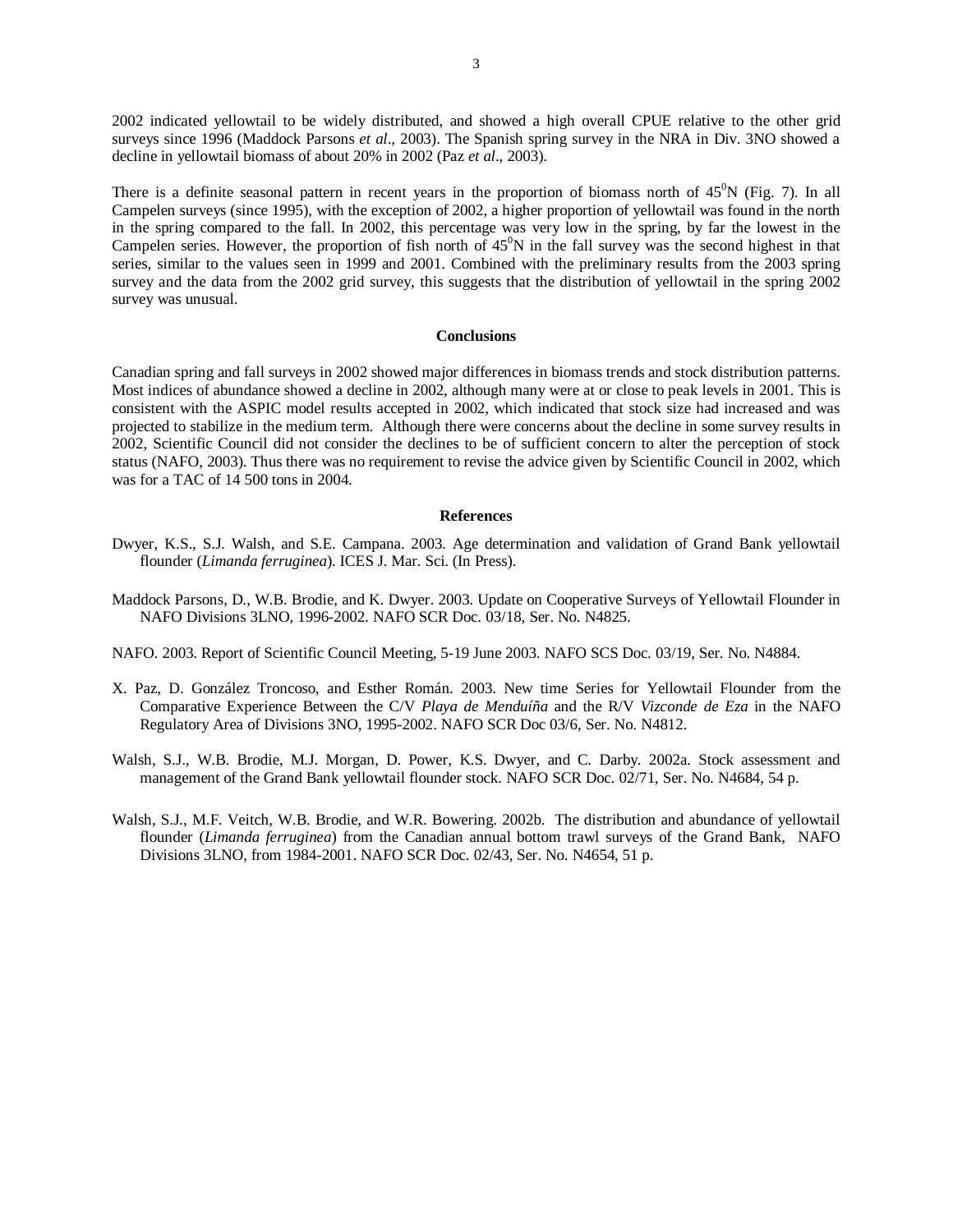2002 indicated yellowtail to be widely distributed, and showed a high overall CPUE relative to the other grid surveys since 1996 (Maddock Parsons *et al*., 2003). The Spanish spring survey in the NRA in Div. 3NO showed a decline in yellowtail biomass of about 20% in 2002 (Paz *et al*., 2003).

There is a definite seasonal pattern in recent years in the proportion of biomass north of $45^0$N (Fig. 7). In all Campelen surveys (since 1995), with the exception of 2002, a higher proportion of yellowtail was found in the north in the spring compared to the fall. In 2002, this percentage was very low in the spring, by far the lowest in the Campelen series. However, the proportion of fish north of $45^0$N in the fall survey was the second highest in that series, similar to the values seen in 1999 and 2001. Combined with the preliminary results from the 2003 spring survey and the data from the 2002 grid survey, this suggests that the distribution of yellowtail in the spring 2002 survey was unusual.

## Conclusions

Canadian spring and fall surveys in 2002 showed major differences in biomass trends and stock distribution patterns. Most indices of abundance showed a decline in 2002, although many were at or close to peak levels in 2001. This is consistent with the ASPIC model results accepted in 2002, which indicated that stock size had increased and was projected to stabilize in the medium term. Although there were concerns about the decline in some survey results in 2002, Scientific Council did not consider the declines to be of sufficient concern to alter the perception of stock status (NAFO, 2003). Thus there was no requirement to revise the advice given by Scientific Council in 2002, which was for a TAC of 14 500 tons in 2004.

## References

Dwyer, K.S., S.J. Walsh, and S.E. Campana. 2003. Age determination and validation of Grand Bank yellowtail flounder (*Limanda ferruginea*). ICES J. Mar. Sci. (In Press).

Maddock Parsons, D., W.B. Brodie, and K. Dwyer. 2003. Update on Cooperative Surveys of Yellowtail Flounder in NAFO Divisions 3LNO, 1996-2002. NAFO SCR Doc. 03/18, Ser. No. N4825.

NAFO. 2003. Report of Scientific Council Meeting, 5-19 June 2003. NAFO SCS Doc. 03/19, Ser. No. N4884.

X. Paz, D. González Troncoso, and Esther Román. 2003. New time Series for Yellowtail Flounder from the Comparative Experience Between the C/V *Playa de Menduíña* and the R/V *Vizconde de Eza* in the NAFO Regulatory Area of Divisions 3NO, 1995-2002. NAFO SCR Doc 03/6, Ser. No. N4812.

Walsh, S.J., W.B. Brodie, M.J. Morgan, D. Power, K.S. Dwyer, and C. Darby. 2002a. Stock assessment and management of the Grand Bank yellowtail flounder stock. NAFO SCR Doc. 02/71, Ser. No. N4684, 54 p.

Walsh, S.J., M.F. Veitch, W.B. Brodie, and W.R. Bowering. 2002b. The distribution and abundance of yellowtail flounder (*Limanda ferruginea*) from the Canadian annual bottom trawl surveys of the Grand Bank, NAFO Divisions 3LNO, from 1984-2001. NAFO SCR Doc. 02/43, Ser. No. N4654, 51 p.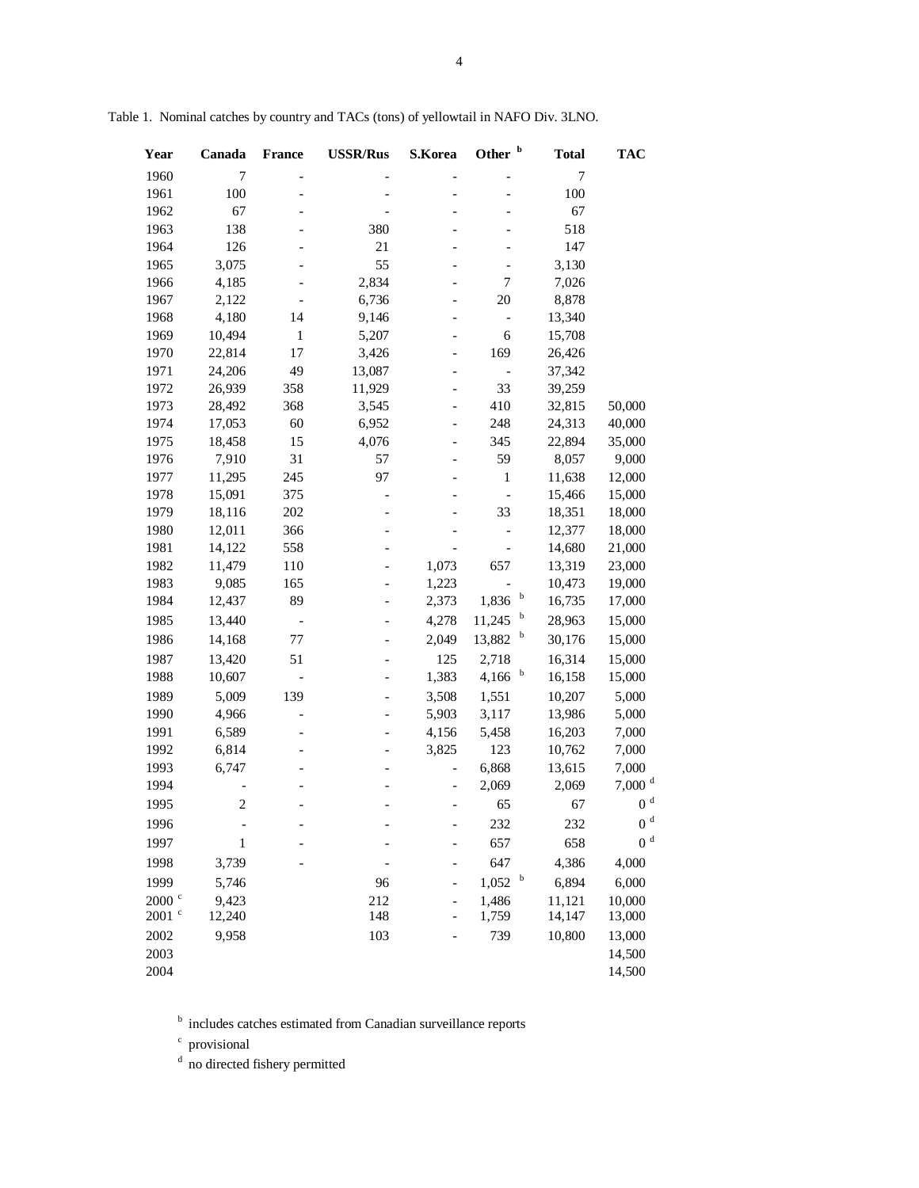Table 1. Nominal catches by country and TACs (tons) of yellowtail in NAFO Div. 3LNO.

| Year | Canada | France | USSR/Rus | S.Korea | Other [b] | Total | TAC |
|---|---|---|---|---|---|---|---|
| 1960 | 7 | - | - | - | - | 7 | |
| 1961 | 100 | - | - | - | - | 100 | |
| 1962 | 67 | - | - | - | - | 67 | |
| 1963 | 138 | - | 380 | - | - | 518 | |
| 1964 | 126 | - | 21 | - | - | 147 | |
| 1965 | 3,075 | - | 55 | - | - | 3,130 | |
| 1966 | 4,185 | - | 2,834 | - | 7 | 7,026 | |
| 1967 | 2,122 | - | 6,736 | - | 20 | 8,878 | |
| 1968 | 4,180 | 14 | 9,146 | - | - | 13,340 | |
| 1969 | 10,494 | 1 | 5,207 | - | 6 | 15,708 | |
| 1970 | 22,814 | 17 | 3,426 | - | 169 | 26,426 | |
| 1971 | 24,206 | 49 | 13,087 | - | - | 37,342 | |
| 1972 | 26,939 | 358 | 11,929 | - | 33 | 39,259 | |
| 1973 | 28,492 | 368 | 3,545 | - | 410 | 32,815 | 50,000 |
| 1974 | 17,053 | 60 | 6,952 | - | 248 | 24,313 | 40,000 |
| 1975 | 18,458 | 15 | 4,076 | - | 345 | 22,894 | 35,000 |
| 1976 | 7,910 | 31 | 57 | - | 59 | 8,057 | 9,000 |
| 1977 | 11,295 | 245 | 97 | - | 1 | 11,638 | 12,000 |
| 1978 | 15,091 | 375 | - | - | - | 15,466 | 15,000 |
| 1979 | 18,116 | 202 | - | - | 33 | 18,351 | 18,000 |
| 1980 | 12,011 | 366 | - | - | - | 12,377 | 18,000 |
| 1981 | 14,122 | 558 | - | - | - | 14,680 | 21,000 |
| 1982 | 11,479 | 110 | - | 1,073 | 657 | 13,319 | 23,000 |
| 1983 | 9,085 | 165 | - | 1,223 | - | 10,473 | 19,000 |
| 1984 | 12,437 | 89 | - | 2,373 | 1,836 [b] | 16,735 | 17,000 |
| 1985 | 13,440 | - | - | 4,278 | 11,245 [b] | 28,963 | 15,000 |
| 1986 | 14,168 | 77 | - | 2,049 | 13,882 [b] | 30,176 | 15,000 |
| 1987 | 13,420 | 51 | - | 125 | 2,718 | 16,314 | 15,000 |
| 1988 | 10,607 | - | - | 1,383 | 4,166 [b] | 16,158 | 15,000 |
| 1989 | 5,009 | 139 | - | 3,508 | 1,551 | 10,207 | 5,000 |
| 1990 | 4,966 | - | - | 5,903 | 3,117 | 13,986 | 5,000 |
| 1991 | 6,589 | - | - | 4,156 | 5,458 | 16,203 | 7,000 |
| 1992 | 6,814 | - | - | 3,825 | 123 | 10,762 | 7,000 |
| 1993 | 6,747 | - | - | - | 6,868 | 13,615 | 7,000 |
| 1994 | - | - | - | - | 2,069 | 2,069 | 7,000 [d] |
| 1995 | 2 | - | - | - | 65 | 67 | 0 [d] |
| 1996 | - | - | - | - | 232 | 232 | 0 [d] |
| 1997 | 1 | - | - | - | 657 | 658 | 0 [d] |
| 1998 | 3,739 | - | - | - | 647 | 4,386 | 4,000 |
| 1999 | 5,746 | | 96 | - | 1,052 [b] | 6,894 | 6,000 |
| 2000 [c] | 9,423 | | 212 | - | 1,486 | 11,121 | 10,000 |
| 2001 [c] | 12,240 | | 148 | - | 1,759 | 14,147 | 13,000 |
| 2002 | 9,958 | | 103 | - | 739 | 10,800 | 13,000 |
| 2003 | | | | | | | 14,500 |
| 2004 | | | | | | | 14,500 |

[b] includes catches estimated from Canadian surveillance reports

[c] provisional

[d] no directed fishery permitted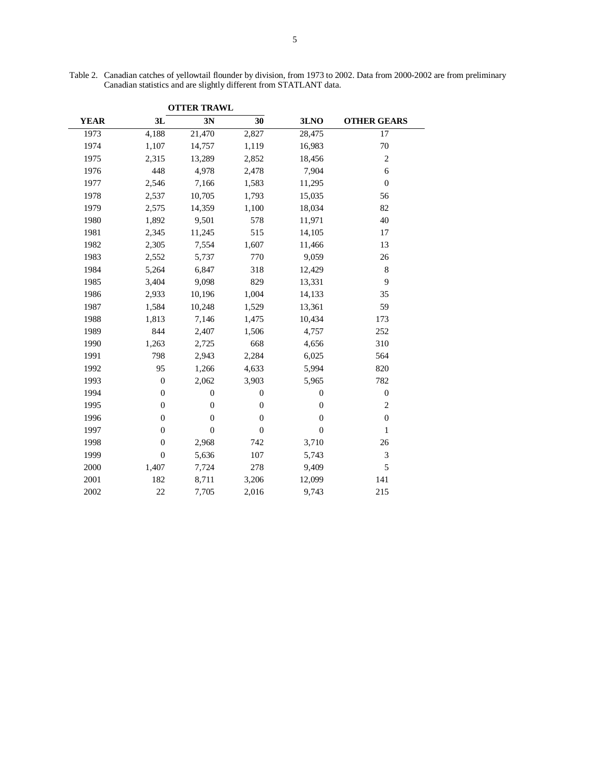Table 2. Canadian catches of yellowtail flounder by division, from 1973 to 2002. Data from 2000-2002 are from preliminary Canadian statistics and are slightly different from STATLANT data.

| | OTTER TRAWL | | | | |
|---|---|---|---|---|---|
| **YEAR** | **3L** | **3N** | **30** | **3LNO** | **OTHER GEARS** |
| 1973 | 4,188 | 21,470 | 2,827 | 28,475 | 17 |
| 1974 | 1,107 | 14,757 | 1,119 | 16,983 | 70 |
| 1975 | 2,315 | 13,289 | 2,852 | 18,456 | 2 |
| 1976 | 448 | 4,978 | 2,478 | 7,904 | 6 |
| 1977 | 2,546 | 7,166 | 1,583 | 11,295 | 0 |
| 1978 | 2,537 | 10,705 | 1,793 | 15,035 | 56 |
| 1979 | 2,575 | 14,359 | 1,100 | 18,034 | 82 |
| 1980 | 1,892 | 9,501 | 578 | 11,971 | 40 |
| 1981 | 2,345 | 11,245 | 515 | 14,105 | 17 |
| 1982 | 2,305 | 7,554 | 1,607 | 11,466 | 13 |
| 1983 | 2,552 | 5,737 | 770 | 9,059 | 26 |
| 1984 | 5,264 | 6,847 | 318 | 12,429 | 8 |
| 1985 | 3,404 | 9,098 | 829 | 13,331 | 9 |
| 1986 | 2,933 | 10,196 | 1,004 | 14,133 | 35 |
| 1987 | 1,584 | 10,248 | 1,529 | 13,361 | 59 |
| 1988 | 1,813 | 7,146 | 1,475 | 10,434 | 173 |
| 1989 | 844 | 2,407 | 1,506 | 4,757 | 252 |
| 1990 | 1,263 | 2,725 | 668 | 4,656 | 310 |
| 1991 | 798 | 2,943 | 2,284 | 6,025 | 564 |
| 1992 | 95 | 1,266 | 4,633 | 5,994 | 820 |
| 1993 | 0 | 2,062 | 3,903 | 5,965 | 782 |
| 1994 | 0 | 0 | 0 | 0 | 0 |
| 1995 | 0 | 0 | 0 | 0 | 2 |
| 1996 | 0 | 0 | 0 | 0 | 0 |
| 1997 | 0 | 0 | 0 | 0 | 1 |
| 1998 | 0 | 2,968 | 742 | 3,710 | 26 |
| 1999 | 0 | 5,636 | 107 | 5,743 | 3 |
| 2000 | 1,407 | 7,724 | 278 | 9,409 | 5 |
| 2001 | 182 | 8,711 | 3,206 | 12,099 | 141 |
| 2002 | 22 | 7,705 | 2,016 | 9,743 | 215 |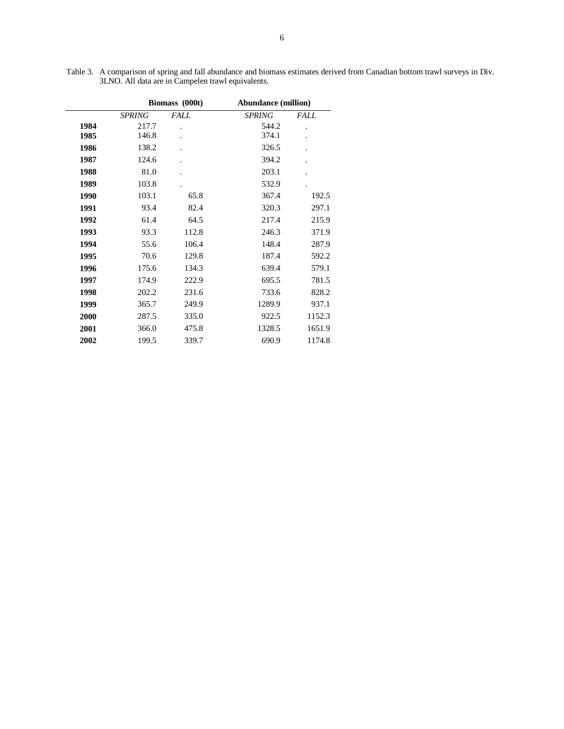Table 3. A comparison of spring and fall abundance and biomass estimates derived from Canadian bottom trawl surveys in Div. 3LNO. All data are in Campelen trawl equivalents.

| | **Biomass (000t)** | | **Abundance (million)** | |
|---|---|---|---|---|
| | *SPRING* | *FALL* | *SPRING* | *FALL* |
| **1984** | 217.7 | . | 544.2 | . |
| **1985** | 146.8 | . | 374.1 | . |
| **1986** | 138.2 | . | 326.5 | . |
| **1987** | 124.6 | . | 394.2 | . |
| **1988** | 81.0 | . | 203.1 | . |
| **1989** | 103.8 | . | 532.9 | . |
| **1990** | 103.1 | 65.8 | 367.4 | 192.5 |
| **1991** | 93.4 | 82.4 | 320.3 | 297.1 |
| **1992** | 61.4 | 64.5 | 217.4 | 215.9 |
| **1993** | 93.3 | 112.8 | 246.3 | 371.9 |
| **1994** | 55.6 | 106.4 | 148.4 | 287.9 |
| **1995** | 70.6 | 129.8 | 187.4 | 592.2 |
| **1996** | 175.6 | 134.3 | 639.4 | 579.1 |
| **1997** | 174.9 | 222.9 | 695.5 | 781.5 |
| **1998** | 202.2 | 231.6 | 733.6 | 828.2 |
| **1999** | 365.7 | 249.9 | 1289.9 | 937.1 |
| **2000** | 287.5 | 335.0 | 922.5 | 1152.3 |
| **2001** | 366.0 | 475.8 | 1328.5 | 1651.9 |
| **2002** | 199.5 | 339.7 | 690.9 | 1174.8 |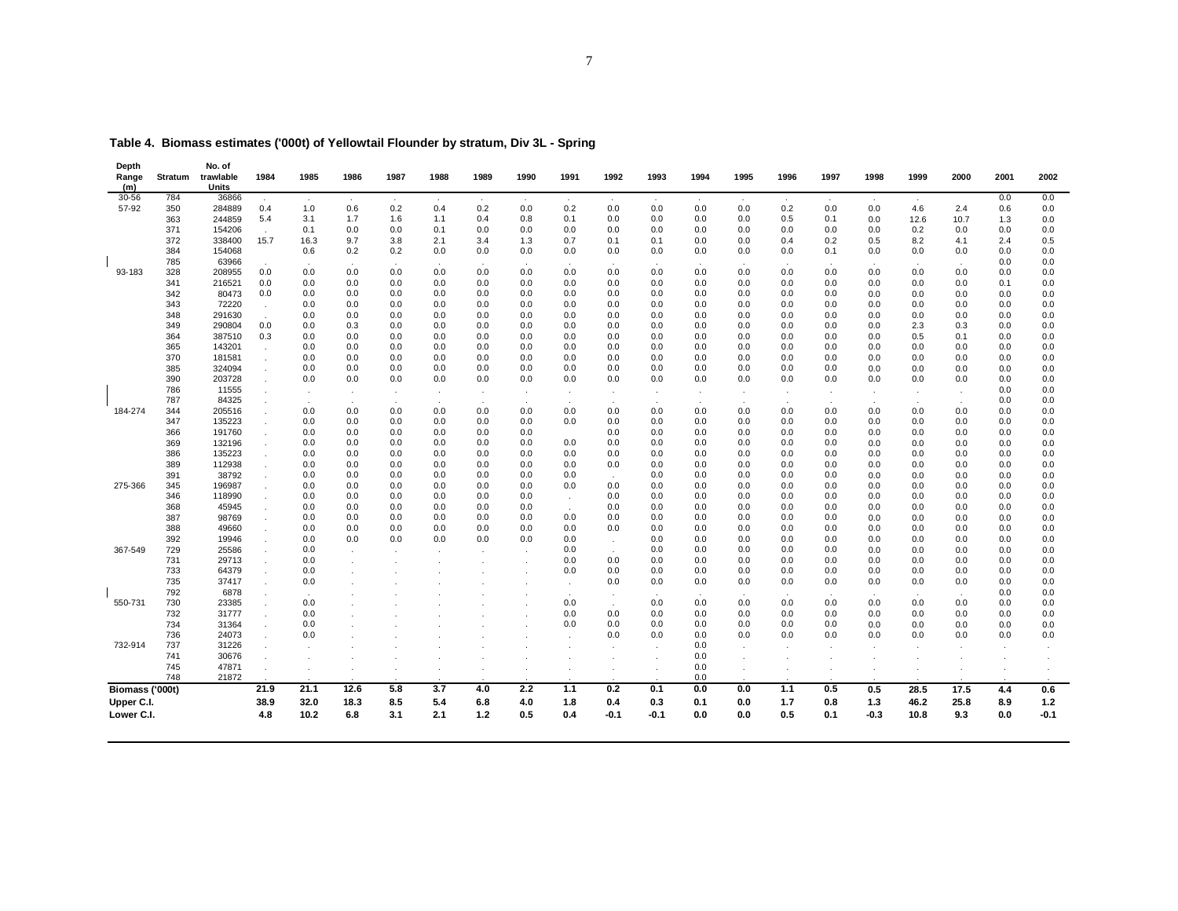**Table 4. Biomass estimates ('000t) of Yellowtail Flounder by stratum, Div 3L - Spring**

| Depth Range (m) | Stratum | No. of trawlable Units | 1984 | 1985 | 1986 | 1987 | 1988 | 1989 | 1990 | 1991 | 1992 | 1993 | 1994 | 1995 | 1996 | 1997 | 1998 | 1999 | 2000 | 2001 | 2002 |
|---|---|---|---|---|---|---|---|---|---|---|---|---|---|---|---|---|---|---|---|---|---|
| 30-56 | 784 | 36866 | . | . | . | . | . | . | . | . | . | . | . | . | . | . | . | . | . | 0.0 | 0.0 |
| 57-92 | 350 | 284889 | 0.4 | 1.0 | 0.6 | 0.2 | 0.4 | 0.2 | 0.0 | 0.2 | 0.0 | 0.0 | 0.0 | 0.0 | 0.2 | 0.0 | 0.0 | 4.6 | 2.4 | 0.6 | 0.0 |
| | 363 | 244859 | 5.4 | 3.1 | 1.7 | 1.6 | 1.1 | 0.4 | 0.8 | 0.1 | 0.0 | 0.0 | 0.0 | 0.0 | 0.5 | 0.1 | 0.0 | 12.6 | 10.7 | 1.3 | 0.0 |
| | 371 | 154206 | . | 0.1 | 0.0 | 0.0 | 0.1 | 0.0 | 0.0 | 0.0 | 0.0 | 0.0 | 0.0 | 0.0 | 0.0 | 0.0 | 0.0 | 0.2 | 0.0 | 0.0 | 0.0 |
| | 372 | 338400 | 15.7 | 16.3 | 9.7 | 3.8 | 2.1 | 3.4 | 1.3 | 0.7 | 0.1 | 0.1 | 0.0 | 0.0 | 0.4 | 0.2 | 0.5 | 8.2 | 4.1 | 2.4 | 0.5 |
| | 384 | 154068 | | 0.6 | 0.2 | 0.2 | 0.0 | 0.0 | 0.0 | 0.0 | 0.0 | 0.0 | 0.0 | 0.0 | 0.0 | 0.1 | 0.0 | 0.0 | 0.0 | 0.0 | 0.0 |
| | 785 | 63966 | . | . | . | . | . | . | . | . | . | . | . | . | . | . | . | . | . | 0.0 | 0.0 |
| 93-183 | 328 | 208955 | 0.0 | 0.0 | 0.0 | 0.0 | 0.0 | 0.0 | 0.0 | 0.0 | 0.0 | 0.0 | 0.0 | 0.0 | 0.0 | 0.0 | 0.0 | 0.0 | 0.0 | 0.0 | 0.0 |
| | 341 | 216521 | 0.0 | 0.0 | 0.0 | 0.0 | 0.0 | 0.0 | 0.0 | 0.0 | 0.0 | 0.0 | 0.0 | 0.0 | 0.0 | 0.0 | 0.0 | 0.0 | 0.0 | 0.1 | 0.0 |
| | 342 | 80473 | 0.0 | 0.0 | 0.0 | 0.0 | 0.0 | 0.0 | 0.0 | 0.0 | 0.0 | 0.0 | 0.0 | 0.0 | 0.0 | 0.0 | 0.0 | 0.0 | 0.0 | 0.0 | 0.0 |
| | 343 | 72220 | . | 0.0 | 0.0 | 0.0 | 0.0 | 0.0 | 0.0 | 0.0 | 0.0 | 0.0 | 0.0 | 0.0 | 0.0 | 0.0 | 0.0 | 0.0 | 0.0 | 0.0 | 0.0 |
| | 348 | 291630 | . | 0.0 | 0.0 | 0.0 | 0.0 | 0.0 | 0.0 | 0.0 | 0.0 | 0.0 | 0.0 | 0.0 | 0.0 | 0.0 | 0.0 | 0.0 | 0.0 | 0.0 | 0.0 |
| | 349 | 290804 | 0.0 | 0.0 | 0.3 | 0.0 | 0.0 | 0.0 | 0.0 | 0.0 | 0.0 | 0.0 | 0.0 | 0.0 | 0.0 | 0.0 | 0.0 | 2.3 | 0.3 | 0.0 | 0.0 |
| | 364 | 387510 | 0.3 | 0.0 | 0.0 | 0.0 | 0.0 | 0.0 | 0.0 | 0.0 | 0.0 | 0.0 | 0.0 | 0.0 | 0.0 | 0.0 | 0.0 | 0.5 | 0.1 | 0.0 | 0.0 |
| | 365 | 143201 | . | 0.0 | 0.0 | 0.0 | 0.0 | 0.0 | 0.0 | 0.0 | 0.0 | 0.0 | 0.0 | 0.0 | 0.0 | 0.0 | 0.0 | 0.0 | 0.0 | 0.0 | 0.0 |
| | 370 | 181581 | . | 0.0 | 0.0 | 0.0 | 0.0 | 0.0 | 0.0 | 0.0 | 0.0 | 0.0 | 0.0 | 0.0 | 0.0 | 0.0 | 0.0 | 0.0 | 0.0 | 0.0 | 0.0 |
| | 385 | 324094 | . | 0.0 | 0.0 | 0.0 | 0.0 | 0.0 | 0.0 | 0.0 | 0.0 | 0.0 | 0.0 | 0.0 | 0.0 | 0.0 | 0.0 | 0.0 | 0.0 | 0.0 | 0.0 |
| | 390 | 203728 | . | 0.0 | 0.0 | 0.0 | 0.0 | 0.0 | 0.0 | 0.0 | 0.0 | 0.0 | 0.0 | 0.0 | 0.0 | 0.0 | 0.0 | 0.0 | 0.0 | 0.0 | 0.0 |
| | 786 | 11555 | . | . | . | . | . | . | . | . | . | . | . | . | . | . | . | . | . | 0.0 | 0.0 |
| | 787 | 84325 | . | . | . | . | . | . | . | . | . | . | . | . | . | . | . | . | . | 0.0 | 0.0 |
| 184-274 | 344 | 205516 | . | 0.0 | 0.0 | 0.0 | 0.0 | 0.0 | 0.0 | 0.0 | 0.0 | 0.0 | 0.0 | 0.0 | 0.0 | 0.0 | 0.0 | 0.0 | 0.0 | 0.0 | 0.0 |
| | 347 | 135223 | . | 0.0 | 0.0 | 0.0 | 0.0 | 0.0 | 0.0 | 0.0 | 0.0 | 0.0 | 0.0 | 0.0 | 0.0 | 0.0 | 0.0 | 0.0 | 0.0 | 0.0 | 0.0 |
| | 366 | 191760 | . | 0.0 | 0.0 | 0.0 | 0.0 | 0.0 | 0.0 | | 0.0 | 0.0 | 0.0 | 0.0 | 0.0 | 0.0 | 0.0 | 0.0 | 0.0 | 0.0 | 0.0 |
| | 369 | 132196 | . | 0.0 | 0.0 | 0.0 | 0.0 | 0.0 | 0.0 | 0.0 | 0.0 | 0.0 | 0.0 | 0.0 | 0.0 | 0.0 | 0.0 | 0.0 | 0.0 | 0.0 | 0.0 |
| | 386 | 135223 | . | 0.0 | 0.0 | 0.0 | 0.0 | 0.0 | 0.0 | 0.0 | 0.0 | 0.0 | 0.0 | 0.0 | 0.0 | 0.0 | 0.0 | 0.0 | 0.0 | 0.0 | 0.0 |
| | 389 | 112938 | . | 0.0 | 0.0 | 0.0 | 0.0 | 0.0 | 0.0 | 0.0 | 0.0 | 0.0 | 0.0 | 0.0 | 0.0 | 0.0 | 0.0 | 0.0 | 0.0 | 0.0 | 0.0 |
| | 391 | 38792 | . | 0.0 | 0.0 | 0.0 | 0.0 | 0.0 | 0.0 | 0.0 | . | 0.0 | 0.0 | 0.0 | 0.0 | 0.0 | 0.0 | 0.0 | 0.0 | 0.0 | 0.0 |
| 275-366 | 345 | 196987 | . | 0.0 | 0.0 | 0.0 | 0.0 | 0.0 | 0.0 | 0.0 | 0.0 | 0.0 | 0.0 | 0.0 | 0.0 | 0.0 | 0.0 | 0.0 | 0.0 | 0.0 | 0.0 |
| | 346 | 118990 | . | 0.0 | 0.0 | 0.0 | 0.0 | 0.0 | 0.0 | . | 0.0 | 0.0 | 0.0 | 0.0 | 0.0 | 0.0 | 0.0 | 0.0 | 0.0 | 0.0 | 0.0 |
| | 368 | 45945 | . | 0.0 | 0.0 | 0.0 | 0.0 | 0.0 | 0.0 | . | 0.0 | 0.0 | 0.0 | 0.0 | 0.0 | 0.0 | 0.0 | 0.0 | 0.0 | 0.0 | 0.0 |
| | 387 | 98769 | . | 0.0 | 0.0 | 0.0 | 0.0 | 0.0 | 0.0 | 0.0 | 0.0 | 0.0 | 0.0 | 0.0 | 0.0 | 0.0 | 0.0 | 0.0 | 0.0 | 0.0 | 0.0 |
| | 388 | 49660 | . | 0.0 | 0.0 | 0.0 | 0.0 | 0.0 | 0.0 | 0.0 | 0.0 | 0.0 | 0.0 | 0.0 | 0.0 | 0.0 | 0.0 | 0.0 | 0.0 | 0.0 | 0.0 |
| | 392 | 19946 | . | 0.0 | 0.0 | 0.0 | 0.0 | 0.0 | 0.0 | 0.0 | . | 0.0 | 0.0 | 0.0 | 0.0 | 0.0 | 0.0 | 0.0 | 0.0 | 0.0 | 0.0 |
| 367-549 | 729 | 25586 | . | 0.0 | . | . | . | . | . | 0.0 | . | 0.0 | 0.0 | 0.0 | 0.0 | 0.0 | 0.0 | 0.0 | 0.0 | 0.0 | 0.0 |
| | 731 | 29713 | . | 0.0 | . | . | . | . | . | 0.0 | 0.0 | 0.0 | 0.0 | 0.0 | 0.0 | 0.0 | 0.0 | 0.0 | 0.0 | 0.0 | 0.0 |
| | 733 | 64379 | . | 0.0 | . | . | . | . | . | 0.0 | 0.0 | 0.0 | 0.0 | 0.0 | 0.0 | 0.0 | 0.0 | 0.0 | 0.0 | 0.0 | 0.0 |
| | 735 | 37417 | . | 0.0 | . | . | . | . | . | . | 0.0 | 0.0 | 0.0 | 0.0 | 0.0 | 0.0 | 0.0 | 0.0 | 0.0 | 0.0 | 0.0 |
| | 792 | 6878 | . | . | . | . | . | . | . | . | . | . | . | . | . | . | . | . | . | 0.0 | 0.0 |
| 550-731 | 730 | 23385 | . | 0.0 | . | . | . | . | . | 0.0 | . | 0.0 | 0.0 | 0.0 | 0.0 | 0.0 | 0.0 | 0.0 | 0.0 | 0.0 | 0.0 |
| | 732 | 31777 | . | 0.0 | . | . | . | . | . | 0.0 | 0.0 | 0.0 | 0.0 | 0.0 | 0.0 | 0.0 | 0.0 | 0.0 | 0.0 | 0.0 | 0.0 |
| | 734 | 31364 | . | 0.0 | . | . | . | . | . | 0.0 | 0.0 | 0.0 | 0.0 | 0.0 | 0.0 | 0.0 | 0.0 | 0.0 | 0.0 | 0.0 | 0.0 |
| | 736 | 24073 | . | 0.0 | . | . | . | . | . | . | 0.0 | 0.0 | 0.0 | 0.0 | 0.0 | 0.0 | 0.0 | 0.0 | 0.0 | 0.0 | 0.0 |
| 732-914 | 737 | 31226 | . | . | . | . | . | . | . | . | . | . | 0.0 | . | . | . | . | . | . | . | . |
| | 741 | 30676 | . | . | . | . | . | . | . | . | . | . | 0.0 | . | . | . | . | . | . | . | . |
| | 745 | 47871 | . | . | . | . | . | . | . | . | . | . | 0.0 | . | . | . | . | . | . | . | . |
| | 748 | 21872 | . | . | . | . | . | . | . | . | . | . | 0.0 | . | . | . | . | . | . | . | . |
| **Biomass ('000t)** | | | **21.9** | **21.1** | **12.6** | **5.8** | **3.7** | **4.0** | **2.2** | **1.1** | **0.2** | **0.1** | **0.0** | **0.0** | **1.1** | **0.5** | **0.5** | **28.5** | **17.5** | **4.4** | **0.6** |
| **Upper C.I.** | | | **38.9** | **32.0** | **18.3** | **8.5** | **5.4** | **6.8** | **4.0** | **1.8** | **0.4** | **0.3** | **0.1** | **0.0** | **1.7** | **0.8** | **1.3** | **46.2** | **25.8** | **8.9** | **1.2** |
| **Lower C.I.** | | | **4.8** | **10.2** | **6.8** | **3.1** | **2.1** | **1.2** | **0.5** | **0.4** | **-0.1** | **-0.1** | **0.0** | **0.0** | **0.5** | **0.1** | **-0.3** | **10.8** | **9.3** | **0.0** | **-0.1** |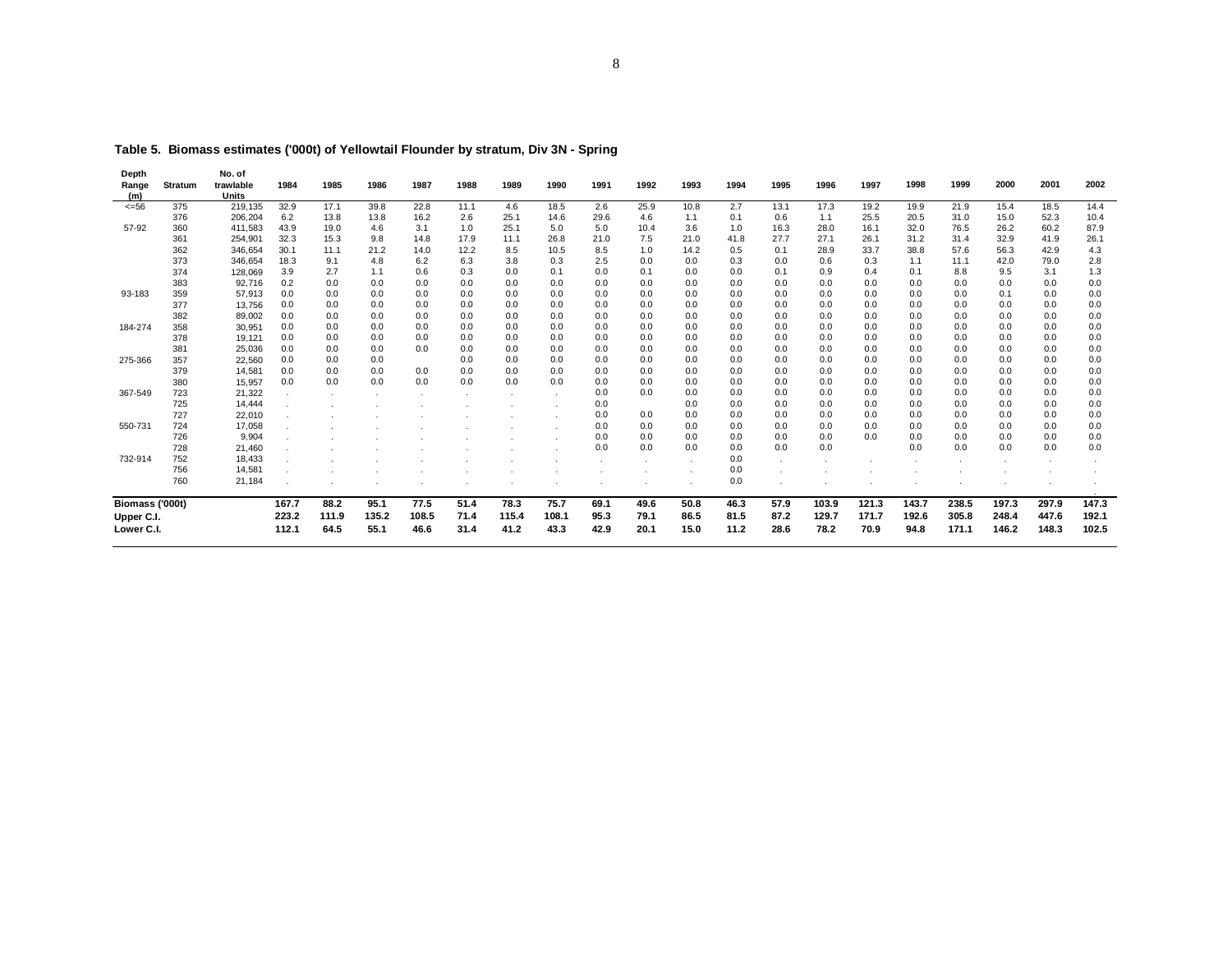**Table 5. Biomass estimates ('000t) of Yellowtail Flounder by stratum, Div 3N - Spring**

| Depth Range (m) | Stratum | No. of trawlable Units | 1984 | 1985 | 1986 | 1987 | 1988 | 1989 | 1990 | 1991 | 1992 | 1993 | 1994 | 1995 | 1996 | 1997 | 1998 | 1999 | 2000 | 2001 | 2002 |
|---|---|---|---|---|---|---|---|---|---|---|---|---|---|---|---|---|---|---|---|---|---|
| <=56 | 375 | 219,135 | 32.9 | 17.1 | 39.8 | 22.8 | 11.1 | 4.6 | 18.5 | 2.6 | 25.9 | 10.8 | 2.7 | 13.1 | 17.3 | 19.2 | 19.9 | 21.9 | 15.4 | 18.5 | 14.4 |
| | 376 | 206,204 | 6.2 | 13.8 | 13.8 | 16.2 | 2.6 | 25.1 | 14.6 | 29.6 | 4.6 | 1.1 | 0.1 | 0.6 | 1.1 | 25.5 | 20.5 | 31.0 | 15.0 | 52.3 | 10.4 |
| 57-92 | 360 | 411,583 | 43.9 | 19.0 | 4.6 | 3.1 | 1.0 | 25.1 | 5.0 | 5.0 | 10.4 | 3.6 | 1.0 | 16.3 | 28.0 | 16.1 | 32.0 | 76.5 | 26.2 | 60.2 | 87.9 |
| | 361 | 254,901 | 32.3 | 15.3 | 9.8 | 14.8 | 17.9 | 11.1 | 26.8 | 21.0 | 7.5 | 21.0 | 41.8 | 27.7 | 27.1 | 26.1 | 31.2 | 31.4 | 32.9 | 41.9 | 26.1 |
| | 362 | 346,654 | 30.1 | 11.1 | 21.2 | 14.0 | 12.2 | 8.5 | 10.5 | 8.5 | 1.0 | 14.2 | 0.5 | 0.1 | 28.9 | 33.7 | 38.8 | 57.6 | 56.3 | 42.9 | 4.3 |
| | 373 | 346,654 | 18.3 | 9.1 | 4.8 | 6.2 | 6.3 | 3.8 | 0.3 | 2.5 | 0.0 | 0.0 | 0.3 | 0.0 | 0.6 | 0.3 | 1.1 | 11.1 | 42.0 | 79.0 | 2.8 |
| | 374 | 128,069 | 3.9 | 2.7 | 1.1 | 0.6 | 0.3 | 0.0 | 0.1 | 0.0 | 0.1 | 0.0 | 0.0 | 0.1 | 0.9 | 0.4 | 0.1 | 8.8 | 9.5 | 3.1 | 1.3 |
| | 383 | 92,716 | 0.2 | 0.0 | 0.0 | 0.0 | 0.0 | 0.0 | 0.0 | 0.0 | 0.0 | 0.0 | 0.0 | 0.0 | 0.0 | 0.0 | 0.0 | 0.0 | 0.0 | 0.0 | 0.0 |
| 93-183 | 359 | 57,913 | 0.0 | 0.0 | 0.0 | 0.0 | 0.0 | 0.0 | 0.0 | 0.0 | 0.0 | 0.0 | 0.0 | 0.0 | 0.0 | 0.0 | 0.0 | 0.0 | 0.1 | 0.0 | 0.0 |
| | 377 | 13,756 | 0.0 | 0.0 | 0.0 | 0.0 | 0.0 | 0.0 | 0.0 | 0.0 | 0.0 | 0.0 | 0.0 | 0.0 | 0.0 | 0.0 | 0.0 | 0.0 | 0.0 | 0.0 | 0.0 |
| | 382 | 89,002 | 0.0 | 0.0 | 0.0 | 0.0 | 0.0 | 0.0 | 0.0 | 0.0 | 0.0 | 0.0 | 0.0 | 0.0 | 0.0 | 0.0 | 0.0 | 0.0 | 0.0 | 0.0 | 0.0 |
| 184-274 | 358 | 30,951 | 0.0 | 0.0 | 0.0 | 0.0 | 0.0 | 0.0 | 0.0 | 0.0 | 0.0 | 0.0 | 0.0 | 0.0 | 0.0 | 0.0 | 0.0 | 0.0 | 0.0 | 0.0 | 0.0 |
| | 378 | 19,121 | 0.0 | 0.0 | 0.0 | 0.0 | 0.0 | 0.0 | 0.0 | 0.0 | 0.0 | 0.0 | 0.0 | 0.0 | 0.0 | 0.0 | 0.0 | 0.0 | 0.0 | 0.0 | 0.0 |
| | 381 | 25,036 | 0.0 | 0.0 | 0.0 | 0.0 | 0.0 | 0.0 | 0.0 | 0.0 | 0.0 | 0.0 | 0.0 | 0.0 | 0.0 | 0.0 | 0.0 | 0.0 | 0.0 | 0.0 | 0.0 |
| 275-366 | 357 | 22,560 | 0.0 | 0.0 | 0.0 | | 0.0 | 0.0 | 0.0 | 0.0 | 0.0 | 0.0 | 0.0 | 0.0 | 0.0 | 0.0 | 0.0 | 0.0 | 0.0 | 0.0 | 0.0 |
| | 379 | 14,581 | 0.0 | 0.0 | 0.0 | 0.0 | 0.0 | 0.0 | 0.0 | 0.0 | 0.0 | 0.0 | 0.0 | 0.0 | 0.0 | 0.0 | 0.0 | 0.0 | 0.0 | 0.0 | 0.0 |
| | 380 | 15,957 | 0.0 | 0.0 | 0.0 | 0.0 | 0.0 | 0.0 | 0.0 | 0.0 | 0.0 | 0.0 | 0.0 | 0.0 | 0.0 | 0.0 | 0.0 | 0.0 | 0.0 | 0.0 | 0.0 |
| 367-549 | 723 | 21,322 | . | . | . | . | . | . | . | 0.0 | 0.0 | 0.0 | 0.0 | 0.0 | 0.0 | 0.0 | 0.0 | 0.0 | 0.0 | 0.0 | 0.0 |
| | 725 | 14,444 | . | . | . | . | . | . | . | 0.0 | | 0.0 | 0.0 | 0.0 | 0.0 | 0.0 | 0.0 | 0.0 | 0.0 | 0.0 | 0.0 |
| | 727 | 22,010 | . | . | . | . | . | . | . | 0.0 | 0.0 | 0.0 | 0.0 | 0.0 | 0.0 | 0.0 | 0.0 | 0.0 | 0.0 | 0.0 | 0.0 |
| 550-731 | 724 | 17,058 | . | . | . | . | . | . | . | 0.0 | 0.0 | 0.0 | 0.0 | 0.0 | 0.0 | 0.0 | 0.0 | 0.0 | 0.0 | 0.0 | 0.0 |
| | 726 | 9,904 | . | . | . | . | . | . | . | 0.0 | 0.0 | 0.0 | 0.0 | 0.0 | 0.0 | 0.0 | 0.0 | 0.0 | 0.0 | 0.0 | 0.0 |
| | 728 | 21,460 | . | . | . | . | . | . | . | 0.0 | 0.0 | 0.0 | 0.0 | 0.0 | 0.0 | | 0.0 | 0.0 | 0.0 | 0.0 | 0.0 |
| 732-914 | 752 | 18,433 | . | . | . | . | . | . | . | . | . | . | 0.0 | . | . | . | . | . | . | . | . |
| | 756 | 14,581 | . | . | . | . | . | . | . | . | . | . | 0.0 | . | . | . | . | . | . | . | . |
| | 760 | 21,184 | . | . | . | . | . | . | . | . | . | . | 0.0 | . | . | . | . | . | . | . | . |
| **Biomass ('000t)** | | | **167.7** | **88.2** | **95.1** | **77.5** | **51.4** | **78.3** | **75.7** | **69.1** | **49.6** | **50.8** | **46.3** | **57.9** | **103.9** | **121.3** | **143.7** | **238.5** | **197.3** | **297.9** | **147.3** |
| **Upper C.I.** | | | **223.2** | **111.9** | **135.2** | **108.5** | **71.4** | **115.4** | **108.1** | **95.3** | **79.1** | **86.5** | **81.5** | **87.2** | **129.7** | **171.7** | **192.6** | **305.8** | **248.4** | **447.6** | **192.1** |
| **Lower C.I.** | | | **112.1** | **64.5** | **55.1** | **46.6** | **31.4** | **41.2** | **43.3** | **42.9** | **20.1** | **15.0** | **11.2** | **28.6** | **78.2** | **70.9** | **94.8** | **171.1** | **146.2** | **148.3** | **102.5** |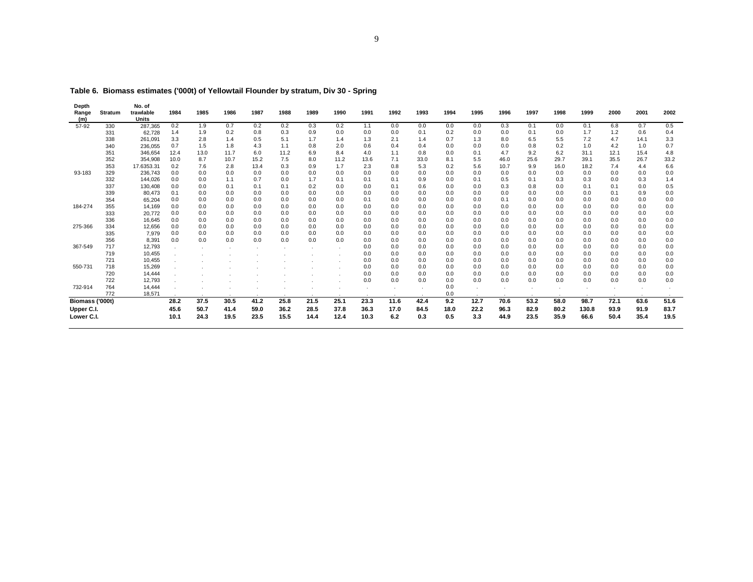**Table 6. Biomass estimates ('000t) of Yellowtail Flounder by stratum, Div 30 - Spring**

| Depth Range (m) | Stratum | No. of trawlable Units | 1984 | 1985 | 1986 | 1987 | 1988 | 1989 | 1990 | 1991 | 1992 | 1993 | 1994 | 1995 | 1996 | 1997 | 1998 | 1999 | 2000 | 2001 | 2002 |
|---|---|---|---|---|---|---|---|---|---|---|---|---|---|---|---|---|---|---|---|---|---|
| 57-92 | 330 | 287,365 | 0.2 | 1.9 | 0.7 | 0.2 | 0.2 | 0.3 | 0.2 | 1.1 | 0.0 | 0.0 | 0.0 | 0.0 | 0.3 | 0.1 | 0.0 | 0.1 | 6.8 | 0.7 | 0.5 |
| | 331 | 62,728 | 1.4 | 1.9 | 0.2 | 0.8 | 0.3 | 0.9 | 0.0 | 0.0 | 0.0 | 0.1 | 0.2 | 0.0 | 0.0 | 0.1 | 0.0 | 1.7 | 1.2 | 0.6 | 0.4 |
| | 338 | 261,091 | 3.3 | 2.8 | 1.4 | 0.5 | 5.1 | 1.7 | 1.4 | 1.3 | 2.1 | 1.4 | 0.7 | 1.3 | 8.0 | 6.5 | 5.5 | 7.2 | 4.7 | 14.1 | 3.3 |
| | 340 | 236,055 | 0.7 | 1.5 | 1.8 | 4.3 | 1.1 | 0.8 | 2.0 | 0.6 | 0.4 | 0.4 | 0.0 | 0.0 | 0.0 | 0.8 | 0.2 | 1.0 | 4.2 | 1.0 | 0.7 |
| | 351 | 346,654 | 12.4 | 13.0 | 11.7 | 6.0 | 11.2 | 6.9 | 8.4 | 4.0 | 1.1 | 0.8 | 0.0 | 0.1 | 4.7 | 9.2 | 6.2 | 31.1 | 12.1 | 15.4 | 4.8 |
| | 352 | 354,908 | 10.0 | 8.7 | 10.7 | 15.2 | 7.5 | 8.0 | 11.2 | 13.6 | 7.1 | 33.0 | 8.1 | 5.5 | 46.0 | 25.6 | 29.7 | 39.1 | 35.5 | 26.7 | 33.2 |
| | 353 | 17.6353.31 | 0.2 | 7.6 | 2.8 | 13.4 | 0.3 | 0.9 | 1.7 | 2.3 | 0.8 | 5.3 | 0.2 | 5.6 | 10.7 | 9.9 | 16.0 | 18.2 | 7.4 | 4.4 | 6.6 |
| 93-183 | 329 | 236,743 | 0.0 | 0.0 | 0.0 | 0.0 | 0.0 | 0.0 | 0.0 | 0.0 | 0.0 | 0.0 | 0.0 | 0.0 | 0.0 | 0.0 | 0.0 | 0.0 | 0.0 | 0.0 | 0.0 |
| | 332 | 144,026 | 0.0 | 0.0 | 1.1 | 0.7 | 0.0 | 1.7 | 0.1 | 0.1 | 0.1 | 0.9 | 0.0 | 0.1 | 0.5 | 0.1 | 0.3 | 0.3 | 0.0 | 0.3 | 1.4 |
| | 337 | 130,408 | 0.0 | 0.0 | 0.1 | 0.1 | 0.1 | 0.2 | 0.0 | 0.0 | 0.1 | 0.6 | 0.0 | 0.0 | 0.3 | 0.8 | 0.0 | 0.1 | 0.1 | 0.0 | 0.5 |
| | 339 | 80,473 | 0.1 | 0.0 | 0.0 | 0.0 | 0.0 | 0.0 | 0.0 | 0.0 | 0.0 | 0.0 | 0.0 | 0.0 | 0.0 | 0.0 | 0.0 | 0.0 | 0.1 | 0.9 | 0.0 |
| | 354 | 65,204 | 0.0 | 0.0 | 0.0 | 0.0 | 0.0 | 0.0 | 0.0 | 0.1 | 0.0 | 0.0 | 0.0 | 0.0 | 0.1 | 0.0 | 0.0 | 0.0 | 0.0 | 0.0 | 0.0 |
| 184-274 | 355 | 14,169 | 0.0 | 0.0 | 0.0 | 0.0 | 0.0 | 0.0 | 0.0 | 0.0 | 0.0 | 0.0 | 0.0 | 0.0 | 0.0 | 0.0 | 0.0 | 0.0 | 0.0 | 0.0 | 0.0 |
| | 333 | 20,772 | 0.0 | 0.0 | 0.0 | 0.0 | 0.0 | 0.0 | 0.0 | 0.0 | 0.0 | 0.0 | 0.0 | 0.0 | 0.0 | 0.0 | 0.0 | 0.0 | 0.0 | 0.0 | 0.0 |
| | 336 | 16,645 | 0.0 | 0.0 | 0.0 | 0.0 | 0.0 | 0.0 | 0.0 | 0.0 | 0.0 | 0.0 | 0.0 | 0.0 | 0.0 | 0.0 | 0.0 | 0.0 | 0.0 | 0.0 | 0.0 |
| 275-366 | 334 | 12,656 | 0.0 | 0.0 | 0.0 | 0.0 | 0.0 | 0.0 | 0.0 | 0.0 | 0.0 | 0.0 | 0.0 | 0.0 | 0.0 | 0.0 | 0.0 | 0.0 | 0.0 | 0.0 | 0.0 |
| | 335 | 7,979 | 0.0 | 0.0 | 0.0 | 0.0 | 0.0 | 0.0 | 0.0 | 0.0 | 0.0 | 0.0 | 0.0 | 0.0 | 0.0 | 0.0 | 0.0 | 0.0 | 0.0 | 0.0 | 0.0 |
| | 356 | 8,391 | 0.0 | 0.0 | 0.0 | 0.0 | 0.0 | 0.0 | 0.0 | 0.0 | 0.0 | 0.0 | 0.0 | 0.0 | 0.0 | 0.0 | 0.0 | 0.0 | 0.0 | 0.0 | 0.0 |
| 367-549 | 717 | 12,793 | . | . | . | . | . | . | . | 0.0 | 0.0 | 0.0 | 0.0 | 0.0 | 0.0 | 0.0 | 0.0 | 0.0 | 0.0 | 0.0 | 0.0 |
| | 719 | 10,455 | . | . | . | . | . | . | . | 0.0 | 0.0 | 0.0 | 0.0 | 0.0 | 0.0 | 0.0 | 0.0 | 0.0 | 0.0 | 0.0 | 0.0 |
| | 721 | 10,455 | . | . | . | . | . | . | . | 0.0 | 0.0 | 0.0 | 0.0 | 0.0 | 0.0 | 0.0 | 0.0 | 0.0 | 0.0 | 0.0 | 0.0 |
| 550-731 | 718 | 15,269 | . | . | . | . | . | . | . | 0.0 | 0.0 | 0.0 | 0.0 | 0.0 | 0.0 | 0.0 | 0.0 | 0.0 | 0.0 | 0.0 | 0.0 |
| | 720 | 14,444 | . | . | . | . | . | . | . | 0.0 | 0.0 | 0.0 | 0.0 | 0.0 | 0.0 | 0.0 | 0.0 | 0.0 | 0.0 | 0.0 | 0.0 |
| | 722 | 12,793 | . | . | . | . | . | . | . | 0.0 | 0.0 | 0.0 | 0.0 | 0.0 | 0.0 | 0.0 | 0.0 | 0.0 | 0.0 | 0.0 | 0.0 |
| 732-914 | 764 | 14,444 | . | . | . | . | . | . | . | . | . | . | 0.0 | . | . | . | . | . | . | . | . |
| | 772 | 18,571 | . | . | . | . | . | . | . | . | . | . | 0.0 | . | . | . | . | . | . | . | . |
| **Biomass ('000t)** | | | **28.2** | **37.5** | **30.5** | **41.2** | **25.8** | **21.5** | **25.1** | **23.3** | **11.6** | **42.4** | **9.2** | **12.7** | **70.6** | **53.2** | **58.0** | **98.7** | **72.1** | **63.6** | **51.6** |
| **Upper C.I.** | | | **45.6** | **50.7** | **41.4** | **59.0** | **36.2** | **28.5** | **37.8** | **36.3** | **17.0** | **84.5** | **18.0** | **22.2** | **96.3** | **82.9** | **80.2** | **130.8** | **93.9** | **91.9** | **83.7** |
| **Lower C.I.** | | | **10.1** | **24.3** | **19.5** | **23.5** | **15.5** | **14.4** | **12.4** | **10.3** | **6.2** | **0.3** | **0.5** | **3.3** | **44.9** | **23.5** | **35.9** | **66.6** | **50.4** | **35.4** | **19.5** |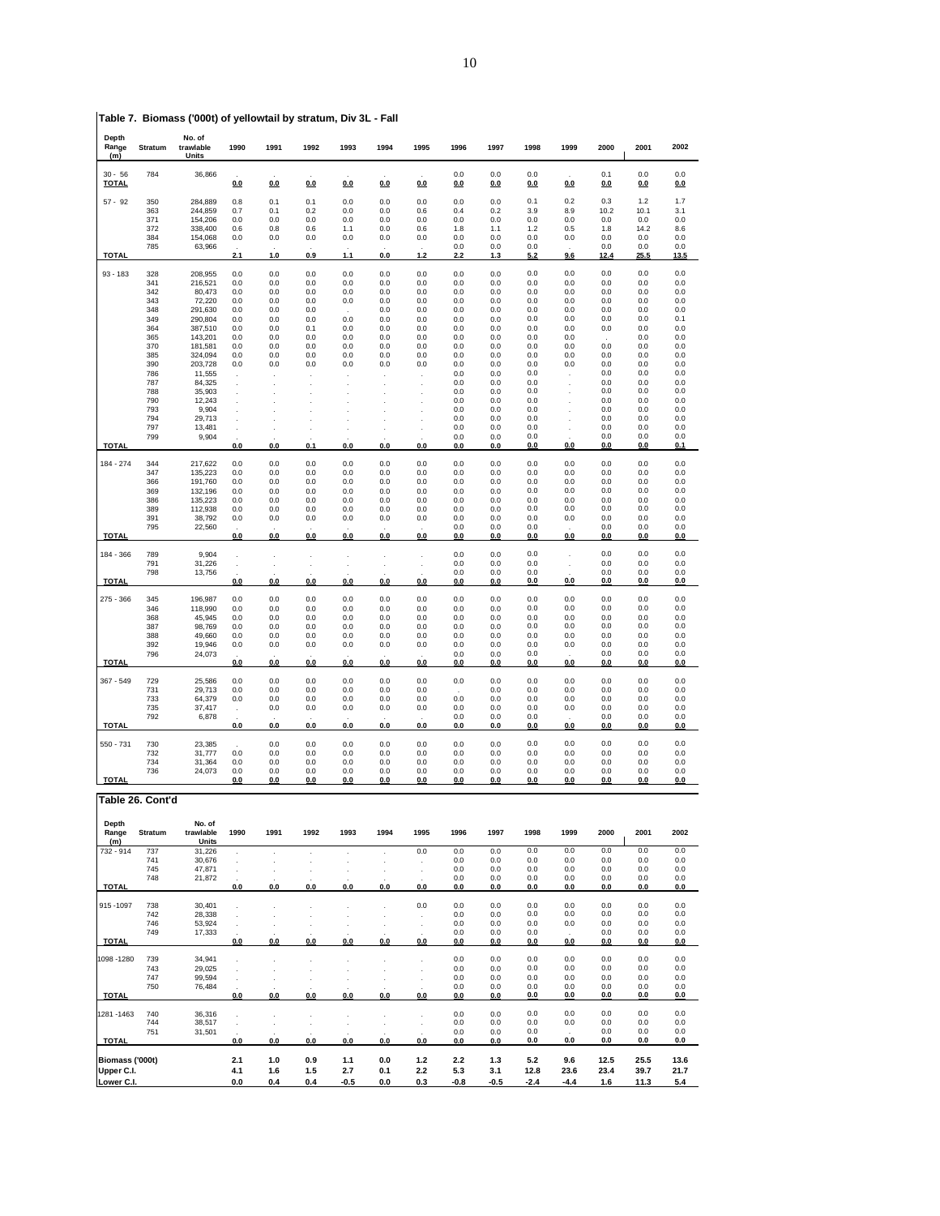## Table 7. Biomass ('000t) of yellowtail by stratum, Div 3L - Fall

| Depth Range (m) | Stratum | No. of trawlable Units | 1990 | 1991 | 1992 | 1993 | 1994 | 1995 | 1996 | 1997 | 1998 | 1999 | 2000 | 2001 | 2002 |
|---|---|---|---|---|---|---|---|---|---|---|---|---|---|---|---|
| 30 - 56 | 784 | 36,866 | . | . | . | . | . | . | 0.0 | 0.0 | 0.0 | . | 0.1 | 0.0 | 0.0 |
| **TOTAL** | | | 0.0 | 0.0 | 0.0 | 0.0 | 0.0 | 0.0 | 0.0 | 0.0 | 0.0 | 0.0 | 0.0 | 0.0 | 0.0 |
| 57 - 92 | 350 | 284,889 | 0.8 | 0.1 | 0.1 | 0.0 | 0.0 | 0.0 | 0.0 | 0.0 | 0.1 | 0.2 | 0.3 | 1.2 | 1.7 |
| | 363 | 244,859 | 0.7 | 0.1 | 0.2 | 0.0 | 0.0 | 0.6 | 0.4 | 0.2 | 3.9 | 8.9 | 10.2 | 10.1 | 3.1 |
| | 371 | 154,206 | 0.0 | 0.0 | 0.0 | 0.0 | 0.0 | 0.0 | 0.0 | 0.0 | 0.0 | 0.0 | 0.0 | 0.0 | 0.0 |
| | 372 | 338,400 | 0.6 | 0.8 | 0.6 | 1.1 | 0.0 | 0.6 | 1.8 | 1.1 | 1.2 | 0.5 | 1.8 | 14.2 | 8.6 |
| | 384 | 154,068 | 0.0 | 0.0 | 0.0 | 0.0 | 0.0 | 0.0 | 0.0 | 0.0 | 0.0 | 0.0 | 0.0 | 0.0 | 0.0 |
| | 785 | 63,966 | . | . | . | . | . | . | 0.0 | 0.0 | 0.0 | . | 0.0 | 0.0 | 0.0 |
| **TOTAL** | | | 2.1 | 1.0 | 0.9 | 1.1 | 0.0 | 1.2 | 2.2 | 1.3 | 5.2 | 9.6 | 12.4 | 25.5 | 13.5 |
| 93 - 183 | 328 | 208,955 | 0.0 | 0.0 | 0.0 | 0.0 | 0.0 | 0.0 | 0.0 | 0.0 | 0.0 | 0.0 | 0.0 | 0.0 | 0.0 |
| | 341 | 216,521 | 0.0 | 0.0 | 0.0 | 0.0 | 0.0 | 0.0 | 0.0 | 0.0 | 0.0 | 0.0 | 0.0 | 0.0 | 0.0 |
| | 342 | 80,473 | 0.0 | 0.0 | 0.0 | 0.0 | 0.0 | 0.0 | 0.0 | 0.0 | 0.0 | 0.0 | 0.0 | 0.0 | 0.0 |
| | 343 | 72,220 | 0.0 | 0.0 | 0.0 | 0.0 | 0.0 | 0.0 | 0.0 | 0.0 | 0.0 | 0.0 | 0.0 | 0.0 | 0.0 |
| | 348 | 291,630 | 0.0 | 0.0 | 0.0 | . | 0.0 | 0.0 | 0.0 | 0.0 | 0.0 | 0.0 | 0.0 | 0.0 | 0.0 |
| | 349 | 290,804 | 0.0 | 0.0 | 0.0 | 0.0 | 0.0 | 0.0 | 0.0 | 0.0 | 0.0 | 0.0 | 0.0 | 0.0 | 0.1 |
| | 364 | 387,510 | 0.0 | 0.0 | 0.1 | 0.0 | 0.0 | 0.0 | 0.0 | 0.0 | 0.0 | 0.0 | 0.0 | 0.0 | 0.0 |
| | 365 | 143,201 | 0.0 | 0.0 | 0.0 | 0.0 | 0.0 | 0.0 | 0.0 | 0.0 | 0.0 | 0.0 | . | 0.0 | 0.0 |
| | 370 | 181,581 | 0.0 | 0.0 | 0.0 | 0.0 | 0.0 | 0.0 | 0.0 | 0.0 | 0.0 | 0.0 | 0.0 | 0.0 | 0.0 |
| | 385 | 324,094 | 0.0 | 0.0 | 0.0 | 0.0 | 0.0 | 0.0 | 0.0 | 0.0 | 0.0 | 0.0 | 0.0 | 0.0 | 0.0 |
| | 390 | 203,728 | 0.0 | 0.0 | 0.0 | 0.0 | 0.0 | 0.0 | 0.0 | 0.0 | 0.0 | 0.0 | 0.0 | 0.0 | 0.0 |
| | 786 | 11,555 | . | . | . | . | . | . | 0.0 | 0.0 | 0.0 | . | 0.0 | 0.0 | 0.0 |
| | 787 | 84,325 | . | . | . | . | . | . | 0.0 | 0.0 | 0.0 | . | 0.0 | 0.0 | 0.0 |
| | 788 | 35,903 | . | . | . | . | . | . | 0.0 | 0.0 | 0.0 | . | 0.0 | 0.0 | 0.0 |
| | 790 | 12,243 | . | . | . | . | . | . | 0.0 | 0.0 | 0.0 | . | 0.0 | 0.0 | 0.0 |
| | 793 | 9,904 | . | . | . | . | . | . | 0.0 | 0.0 | 0.0 | . | 0.0 | 0.0 | 0.0 |
| | 794 | 29,713 | . | . | . | . | . | . | 0.0 | 0.0 | 0.0 | . | 0.0 | 0.0 | 0.0 |
| | 797 | 13,481 | . | . | . | . | . | . | 0.0 | 0.0 | 0.0 | . | 0.0 | 0.0 | 0.0 |
| | 799 | 9,904 | . | . | . | . | . | . | 0.0 | 0.0 | 0.0 | . | 0.0 | 0.0 | 0.0 |
| **TOTAL** | | | 0.0 | 0.0 | 0.1 | 0.0 | 0.0 | 0.0 | 0.0 | 0.0 | 0.0 | 0.0 | 0.0 | 0.0 | 0.1 |
| 184 - 274 | 344 | 217,622 | 0.0 | 0.0 | 0.0 | 0.0 | 0.0 | 0.0 | 0.0 | 0.0 | 0.0 | 0.0 | 0.0 | 0.0 | 0.0 |
| | 347 | 135,223 | 0.0 | 0.0 | 0.0 | 0.0 | 0.0 | 0.0 | 0.0 | 0.0 | 0.0 | 0.0 | 0.0 | 0.0 | 0.0 |
| | 366 | 191,760 | 0.0 | 0.0 | 0.0 | 0.0 | 0.0 | 0.0 | 0.0 | 0.0 | 0.0 | 0.0 | 0.0 | 0.0 | 0.0 |
| | 369 | 132,196 | 0.0 | 0.0 | 0.0 | 0.0 | 0.0 | 0.0 | 0.0 | 0.0 | 0.0 | 0.0 | 0.0 | 0.0 | 0.0 |
| | 386 | 135,223 | 0.0 | 0.0 | 0.0 | 0.0 | 0.0 | 0.0 | 0.0 | 0.0 | 0.0 | 0.0 | 0.0 | 0.0 | 0.0 |
| | 389 | 112,938 | 0.0 | 0.0 | 0.0 | 0.0 | 0.0 | 0.0 | 0.0 | 0.0 | 0.0 | 0.0 | 0.0 | 0.0 | 0.0 |
| | 391 | 38,792 | 0.0 | 0.0 | 0.0 | 0.0 | 0.0 | 0.0 | 0.0 | 0.0 | 0.0 | 0.0 | 0.0 | 0.0 | 0.0 |
| | 795 | 22,560 | . | . | . | . | . | . | 0.0 | 0.0 | 0.0 | . | 0.0 | 0.0 | 0.0 |
| **TOTAL** | | | 0.0 | 0.0 | 0.0 | 0.0 | 0.0 | 0.0 | 0.0 | 0.0 | 0.0 | 0.0 | 0.0 | 0.0 | 0.0 |
| 184 - 366 | 789 | 9,904 | . | . | . | . | . | . | 0.0 | 0.0 | 0.0 | . | 0.0 | 0.0 | 0.0 |
| | 791 | 31,226 | . | . | . | . | . | . | 0.0 | 0.0 | 0.0 | . | 0.0 | 0.0 | 0.0 |
| | 798 | 13,756 | . | . | . | . | . | . | 0.0 | 0.0 | 0.0 | . | 0.0 | 0.0 | 0.0 |
| **TOTAL** | | | 0.0 | 0.0 | 0.0 | 0.0 | 0.0 | 0.0 | 0.0 | 0.0 | 0.0 | 0.0 | 0.0 | 0.0 | 0.0 |
| 275 - 366 | 345 | 196,987 | 0.0 | 0.0 | 0.0 | 0.0 | 0.0 | 0.0 | 0.0 | 0.0 | 0.0 | 0.0 | 0.0 | 0.0 | 0.0 |
| | 346 | 118,990 | 0.0 | 0.0 | 0.0 | 0.0 | 0.0 | 0.0 | 0.0 | 0.0 | 0.0 | 0.0 | 0.0 | 0.0 | 0.0 |
| | 368 | 45,945 | 0.0 | 0.0 | 0.0 | 0.0 | 0.0 | 0.0 | 0.0 | 0.0 | 0.0 | 0.0 | 0.0 | 0.0 | 0.0 |
| | 387 | 98,769 | 0.0 | 0.0 | 0.0 | 0.0 | 0.0 | 0.0 | 0.0 | 0.0 | 0.0 | 0.0 | 0.0 | 0.0 | 0.0 |
| | 388 | 49,660 | 0.0 | 0.0 | 0.0 | 0.0 | 0.0 | 0.0 | 0.0 | 0.0 | 0.0 | 0.0 | 0.0 | 0.0 | 0.0 |
| | 392 | 19,946 | 0.0 | 0.0 | 0.0 | 0.0 | 0.0 | 0.0 | 0.0 | 0.0 | 0.0 | 0.0 | 0.0 | 0.0 | 0.0 |
| | 796 | 24,073 | . | . | . | . | . | . | 0.0 | 0.0 | 0.0 | . | 0.0 | 0.0 | 0.0 |
| **TOTAL** | | | 0.0 | 0.0 | 0.0 | 0.0 | 0.0 | 0.0 | 0.0 | 0.0 | 0.0 | 0.0 | 0.0 | 0.0 | 0.0 |
| 367 - 549 | 729 | 25,586 | 0.0 | 0.0 | 0.0 | 0.0 | 0.0 | 0.0 | 0.0 | 0.0 | 0.0 | 0.0 | 0.0 | 0.0 | 0.0 |
| | 731 | 29,713 | 0.0 | 0.0 | 0.0 | 0.0 | 0.0 | 0.0 | . | 0.0 | 0.0 | 0.0 | 0.0 | 0.0 | 0.0 |
| | 733 | 64,379 | 0.0 | 0.0 | 0.0 | 0.0 | 0.0 | 0.0 | 0.0 | 0.0 | 0.0 | 0.0 | 0.0 | 0.0 | 0.0 |
| | 735 | 37,417 | . | 0.0 | 0.0 | 0.0 | 0.0 | 0.0 | 0.0 | 0.0 | 0.0 | 0.0 | 0.0 | 0.0 | 0.0 |
| | 792 | 6,878 | . | . | . | . | . | . | 0.0 | 0.0 | 0.0 | . | 0.0 | 0.0 | 0.0 |
| **TOTAL** | | | 0.0 | 0.0 | 0.0 | 0.0 | 0.0 | 0.0 | 0.0 | 0.0 | 0.0 | 0.0 | 0.0 | 0.0 | 0.0 |
| 550 - 731 | 730 | 23,385 | . | 0.0 | 0.0 | 0.0 | 0.0 | 0.0 | 0.0 | 0.0 | 0.0 | 0.0 | 0.0 | 0.0 | 0.0 |
| | 732 | 31,777 | 0.0 | 0.0 | 0.0 | 0.0 | 0.0 | 0.0 | 0.0 | 0.0 | 0.0 | 0.0 | 0.0 | 0.0 | 0.0 |
| | 734 | 31,364 | 0.0 | 0.0 | 0.0 | 0.0 | 0.0 | 0.0 | 0.0 | 0.0 | 0.0 | 0.0 | 0.0 | 0.0 | 0.0 |
| | 736 | 24,073 | 0.0 | 0.0 | 0.0 | 0.0 | 0.0 | 0.0 | 0.0 | 0.0 | 0.0 | 0.0 | 0.0 | 0.0 | 0.0 |
| **TOTAL** | | | 0.0 | 0.0 | 0.0 | 0.0 | 0.0 | 0.0 | 0.0 | 0.0 | 0.0 | 0.0 | 0.0 | 0.0 | 0.0 |

## Table 26. Cont'd

| Depth Range (m) | Stratum | No. of trawlable Units | 1990 | 1991 | 1992 | 1993 | 1994 | 1995 | 1996 | 1997 | 1998 | 1999 | 2000 | 2001 | 2002 |
|---|---|---|---|---|---|---|---|---|---|---|---|---|---|---|---|
| 732 - 914 | 737 | 31,226 | . | . | . | . | . | 0.0 | 0.0 | 0.0 | 0.0 | 0.0 | 0.0 | 0.0 | 0.0 |
| | 741 | 30,676 | . | . | . | . | . | . | 0.0 | 0.0 | 0.0 | 0.0 | 0.0 | 0.0 | 0.0 |
| | 745 | 47,871 | . | . | . | . | . | . | 0.0 | 0.0 | 0.0 | 0.0 | 0.0 | 0.0 | 0.0 |
| | 748 | 21,872 | . | . | . | . | . | . | 0.0 | 0.0 | 0.0 | 0.0 | 0.0 | 0.0 | 0.0 |
| **TOTAL** | | | 0.0 | 0.0 | 0.0 | 0.0 | 0.0 | 0.0 | 0.0 | 0.0 | 0.0 | 0.0 | 0.0 | 0.0 | 0.0 |
| 915 -1097 | 738 | 30,401 | . | . | . | . | . | 0.0 | 0.0 | 0.0 | 0.0 | 0.0 | 0.0 | 0.0 | 0.0 |
| | 742 | 28,338 | . | . | . | . | . | . | 0.0 | 0.0 | 0.0 | 0.0 | 0.0 | 0.0 | 0.0 |
| | 746 | 53,924 | . | . | . | . | . | . | 0.0 | 0.0 | 0.0 | 0.0 | 0.0 | 0.0 | 0.0 |
| | 749 | 17,333 | . | . | . | . | . | . | 0.0 | 0.0 | 0.0 | . | 0.0 | 0.0 | 0.0 |
| **TOTAL** | | | 0.0 | 0.0 | 0.0 | 0.0 | 0.0 | 0.0 | 0.0 | 0.0 | 0.0 | 0.0 | 0.0 | 0.0 | 0.0 |
| 1098 -1280 | 739 | 34,941 | . | . | . | . | . | . | 0.0 | 0.0 | 0.0 | 0.0 | 0.0 | 0.0 | 0.0 |
| | 743 | 29,025 | . | . | . | . | . | . | 0.0 | 0.0 | 0.0 | 0.0 | 0.0 | 0.0 | 0.0 |
| | 747 | 99,594 | . | . | . | . | . | . | 0.0 | 0.0 | 0.0 | 0.0 | 0.0 | 0.0 | 0.0 |
| | 750 | 76,484 | . | . | . | . | . | . | 0.0 | 0.0 | 0.0 | 0.0 | 0.0 | 0.0 | 0.0 |
| **TOTAL** | | | 0.0 | 0.0 | 0.0 | 0.0 | 0.0 | 0.0 | 0.0 | 0.0 | 0.0 | 0.0 | 0.0 | 0.0 | 0.0 |
| 1281 -1463 | 740 | 36,316 | . | . | . | . | . | . | 0.0 | 0.0 | 0.0 | 0.0 | 0.0 | 0.0 | 0.0 |
| | 744 | 38,517 | . | . | . | . | . | . | 0.0 | 0.0 | 0.0 | 0.0 | 0.0 | 0.0 | 0.0 |
| | 751 | 31,501 | . | . | . | . | . | . | 0.0 | 0.0 | 0.0 | . | 0.0 | 0.0 | 0.0 |
| **TOTAL** | | | 0.0 | 0.0 | 0.0 | 0.0 | 0.0 | 0.0 | 0.0 | 0.0 | 0.0 | 0.0 | 0.0 | 0.0 | 0.0 |
| **Biomass ('000t)** | | | **2.1** | **1.0** | **0.9** | **1.1** | **0.0** | **1.2** | **2.2** | **1.3** | **5.2** | **9.6** | **12.5** | **25.5** | **13.6** |
| **Upper C.I.** | | | **4.1** | **1.6** | **1.5** | **2.7** | **0.1** | **2.2** | **5.3** | **3.1** | **12.8** | **23.6** | **23.4** | **39.7** | **21.7** |
| **Lower C.I.** | | | **0.0** | **0.4** | **0.4** | **-0.5** | **0.0** | **0.3** | **-0.8** | **-0.5** | **-2.4** | **-4.4** | **1.6** | **11.3** | **5.4** |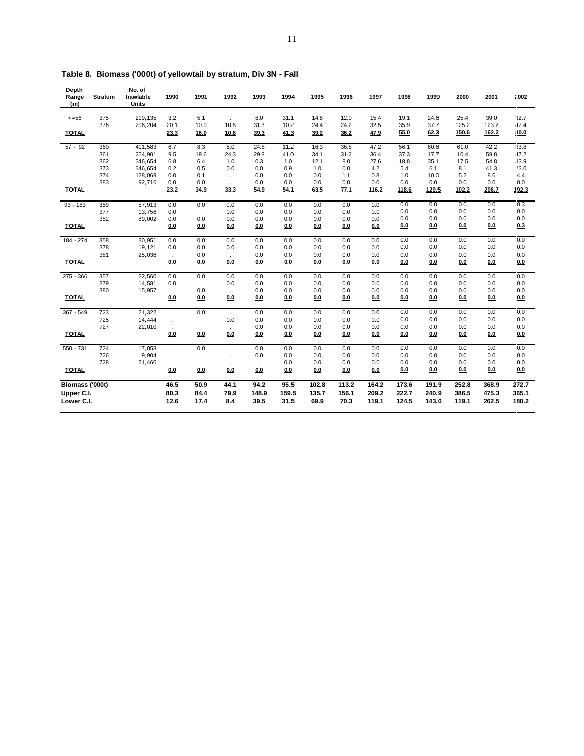## Table 8. Biomass ('000t) of yellowtail by stratum, Div 3N - Fall

| Depth Range (m) | Stratum | No. of trawlable Units | 1990 | 1991 | 1992 | 1993 | 1994 | 1995 | 1996 | 1997 | 1998 | 1999 | 2000 | 2001 | 2002 |
|---|---|---|---|---|---|---|---|---|---|---|---|---|---|---|---|
| <=56 | 375 | 219,135 | 3.2 | 5.1 | . | 8.0 | 31.1 | 14.8 | 12.0 | 15.4 | 19.1 | 24.6 | 25.4 | 39.0 | 32.7 |
| | 376 | 206,204 | 20.1 | 10.9 | 10.8 | 31.3 | 10.2 | 24.4 | 24.2 | 32.5 | 35.9 | 37.7 | 125.2 | 123.2 | 47.4 |
| **TOTAL** | | | **23.3** | **16.0** | **10.8** | **39.3** | **41.3** | **39.2** | **36.2** | **47.9** | **55.0** | **62.3** | **150.6** | **162.2** | **80.0** |
| 57 - 92 | 360 | 411,583 | 6.7 | 8.3 | 8.0 | 24.8 | 11.2 | 16.3 | 36.8 | 47.2 | 56.1 | 60.6 | 61.0 | 42.2 | 83.8 |
| | 361 | 254,901 | 9.5 | 19.6 | 24.3 | 29.8 | 41.0 | 34.1 | 31.2 | 36.4 | 37.3 | 17.7 | 10.4 | 59.8 | 47.2 |
| | 362 | 346,654 | 6.8 | 6.4 | 1.0 | 0.3 | 1.0 | 12.1 | 8.0 | 27.6 | 18.8 | 35.1 | 17.5 | 54.8 | 33.9 |
| | 373 | 346,654 | 0.2 | 0.5 | 0.0 | 0.0 | 0.9 | 1.0 | 0.0 | 4.2 | 5.4 | 6.1 | 8.1 | 41.3 | 23.0 |
| | 374 | 128,069 | 0.0 | 0.1 | . | 0.0 | 0.0 | 0.0 | 1.1 | 0.8 | 1.0 | 10.0 | 5.2 | 8.6 | 4.4 |
| | 383 | 92,716 | 0.0 | 0.0 | . | 0.0 | 0.0 | 0.0 | 0.0 | 0.0 | 0.0 | 0.0 | 0.0 | 0.0 | 0.0 |
| **TOTAL** | | | **23.2** | **34.9** | **33.3** | **54.9** | **54.1** | **63.5** | **77.1** | **116.2** | **118.6** | **129.5** | **102.2** | **206.7** | **192.3** |
| 93 - 183 | 359 | 57,913 | 0.0 | 0.0 | 0.0 | 0.0 | 0.0 | 0.0 | 0.0 | 0.0 | 0.0 | 0.0 | 0.0 | 0.0 | 0.3 |
| | 377 | 13,756 | 0.0 | . | 0.0 | 0.0 | 0.0 | 0.0 | 0.0 | 0.0 | 0.0 | 0.0 | 0.0 | 0.0 | 0.0 |
| | 382 | 89,002 | 0.0 | 0.0 | 0.0 | 0.0 | 0.0 | 0.0 | 0.0 | 0.0 | 0.0 | 0.0 | 0.0 | 0.0 | 0.0 |
| **TOTAL** | | | **0.0** | **0.0** | **0.0** | **0.0** | **0.0** | **0.0** | **0.0** | **0.0** | **0.0** | **0.0** | **0.0** | **0.0** | **0.3** |
| 184 - 274 | 358 | 30,951 | 0.0 | 0.0 | 0.0 | 0.0 | 0.0 | 0.0 | 0.0 | 0.0 | 0.0 | 0.0 | 0.0 | 0.0 | 0.0 |
| | 378 | 19,121 | 0.0 | 0.0 | 0.0 | 0.0 | 0.0 | 0.0 | 0.0 | 0.0 | 0.0 | 0.0 | 0.0 | 0.0 | 0.0 |
| | 381 | 25,036 | . | 0.0 | . | 0.0 | 0.0 | 0.0 | 0.0 | 0.0 | 0.0 | 0.0 | 0.0 | 0.0 | 0.0 |
| **TOTAL** | | | **0.0** | **0.0** | **0.0** | **0.0** | **0.0** | **0.0** | **0.0** | **0.0** | **0.0** | **0.0** | **0.0** | **0.0** | **0.0** |
| 275 - 366 | 357 | 22,560 | 0.0 | 0.0 | 0.0 | 0.0 | 0.0 | 0.0 | 0.0 | 0.0 | 0.0 | 0.0 | 0.0 | 0.0 | 0.0 |
| | 379 | 14,581 | 0.0 | . | 0.0 | 0.0 | 0.0 | 0.0 | 0.0 | 0.0 | 0.0 | 0.0 | 0.0 | 0.0 | 0.0 |
| | 380 | 15,957 | . | 0.0 | . | 0.0 | 0.0 | 0.0 | 0.0 | 0.0 | 0.0 | 0.0 | 0.0 | 0.0 | 0.0 |
| **TOTAL** | | | **0.0** | **0.0** | **0.0** | **0.0** | **0.0** | **0.0** | **0.0** | **0.0** | **0.0** | **0.0** | **0.0** | **0.0** | **0.0** |
| 367 - 549 | 723 | 21,322 | . | 0.0 | . | 0.0 | 0.0 | 0.0 | 0.0 | 0.0 | 0.0 | 0.0 | 0.0 | 0.0 | 0.0 |
| | 725 | 14,444 | . | . | 0.0 | 0.0 | 0.0 | 0.0 | 0.0 | 0.0 | 0.0 | 0.0 | 0.0 | 0.0 | 0.0 |
| | 727 | 22,010 | . | . | . | 0.0 | 0.0 | 0.0 | 0.0 | 0.0 | 0.0 | 0.0 | 0.0 | 0.0 | 0.0 |
| **TOTAL** | | | **0.0** | **0.0** | **0.0** | **0.0** | **0.0** | **0.0** | **0.0** | **0.0** | **0.0** | **0.0** | **0.0** | **0.0** | **0.0** |
| 550 - 731 | 724 | 17,058 | . | 0.0 | . | 0.0 | 0.0 | 0.0 | 0.0 | 0.0 | 0.0 | 0.0 | 0.0 | 0.0 | 0.0 |
| | 726 | 9,904 | . | . | . | 0.0 | 0.0 | 0.0 | 0.0 | 0.0 | 0.0 | 0.0 | 0.0 | 0.0 | 0.0 |
| | 728 | 21,460 | . | . | . | . | 0.0 | 0.0 | 0.0 | 0.0 | 0.0 | 0.0 | 0.0 | 0.0 | 0.0 |
| **TOTAL** | | | **0.0** | **0.0** | **0.0** | **0.0** | **0.0** | **0.0** | **0.0** | **0.0** | **0.0** | **0.0** | **0.0** | **0.0** | **0.0** |
| **Biomass ('000t)** | | | **46.5** | **50.9** | **44.1** | **94.2** | **95.5** | **102.8** | **113.2** | **164.2** | **173.6** | **191.9** | **252.8** | **368.9** | **272.7** |
| **Upper C.I.** | | | **80.3** | **84.4** | **79.9** | **148.9** | **159.5** | **135.7** | **156.1** | **209.2** | **222.7** | **240.9** | **386.5** | **475.3** | **365.1** |
| **Lower C.I.** | | | **12.6** | **17.4** | **8.4** | **39.5** | **31.5** | **69.9** | **70.3** | **119.1** | **124.5** | **143.0** | **119.1** | **262.5** | **180.2** |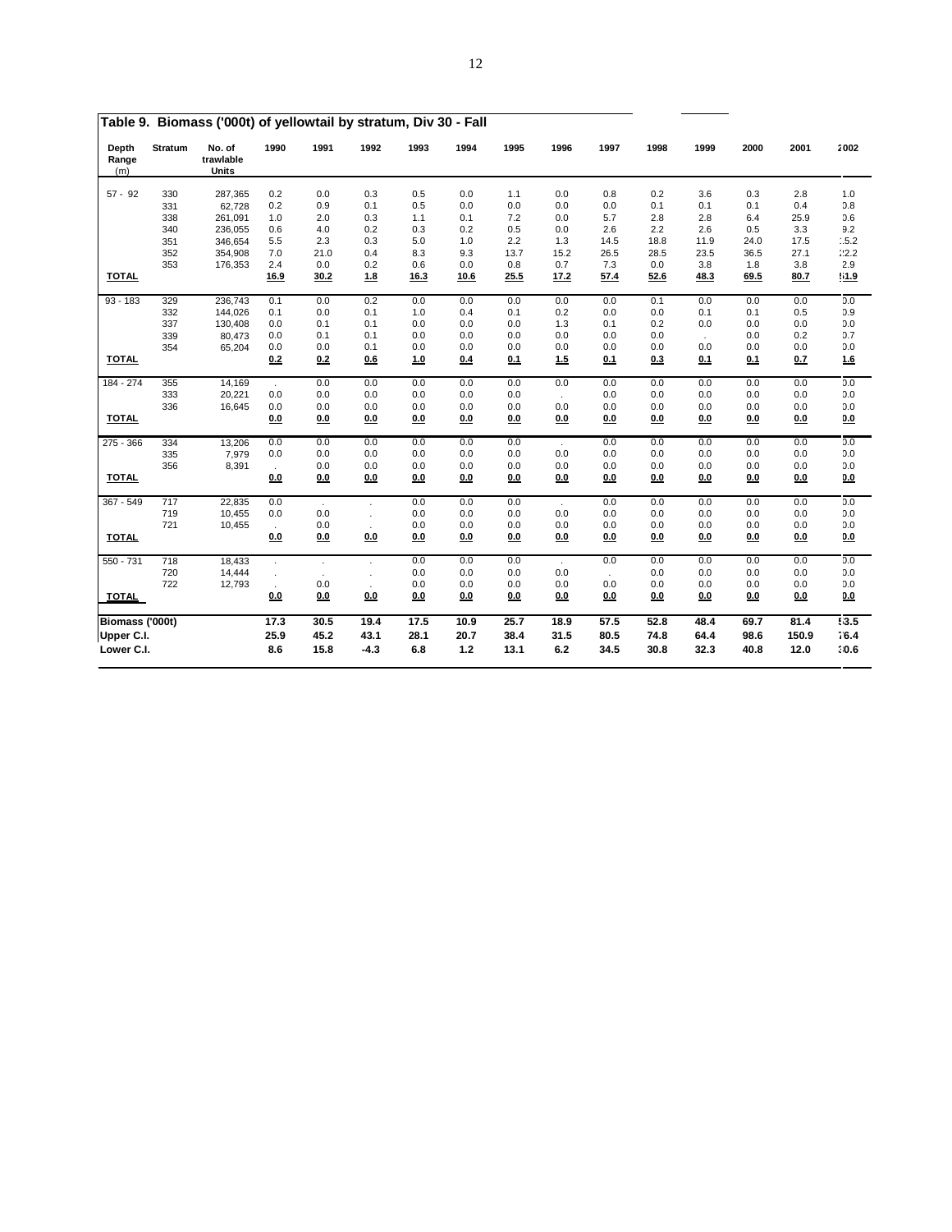## Table 9. Biomass ('000t) of yellowtail by stratum, Div 30 - Fall

| Depth Range (m) | Stratum | No. of trawlable Units | 1990 | 1991 | 1992 | 1993 | 1994 | 1995 | 1996 | 1997 | 1998 | 1999 | 2000 | 2001 | 2002 |
|---|---|---|---|---|---|---|---|---|---|---|---|---|---|---|---|
| 57 - 92 | 330 | 287,365 | 0.2 | 0.0 | 0.3 | 0.5 | 0.0 | 1.1 | 0.0 | 0.8 | 0.2 | 3.6 | 0.3 | 2.8 | 1.0 |
| | 331 | 62,728 | 0.2 | 0.9 | 0.1 | 0.5 | 0.0 | 0.0 | 0.0 | 0.0 | 0.1 | 0.1 | 0.1 | 0.4 | 0.8 |
| | 338 | 261,091 | 1.0 | 2.0 | 0.3 | 1.1 | 0.1 | 7.2 | 0.0 | 5.7 | 2.8 | 2.8 | 6.4 | 25.9 | 0.6 |
| | 340 | 236,055 | 0.6 | 4.0 | 0.2 | 0.3 | 0.2 | 0.5 | 0.0 | 2.6 | 2.2 | 2.6 | 0.5 | 3.3 | 9.2 |
| | 351 | 346,654 | 5.5 | 2.3 | 0.3 | 5.0 | 1.0 | 2.2 | 1.3 | 14.5 | 18.8 | 11.9 | 24.0 | 17.5 | 15.2 |
| | 352 | 354,908 | 7.0 | 21.0 | 0.4 | 8.3 | 9.3 | 13.7 | 15.2 | 26.5 | 28.5 | 23.5 | 36.5 | 27.1 | 22.2 |
| | 353 | 176,353 | 2.4 | 0.0 | 0.2 | 0.6 | 0.0 | 0.8 | 0.7 | 7.3 | 0.0 | 3.8 | 1.8 | 3.8 | 2.9 |
| **TOTAL** | | | **16.9** | **30.2** | **1.8** | **16.3** | **10.6** | **25.5** | **17.2** | **57.4** | **52.6** | **48.3** | **69.5** | **80.7** | **51.9** |
| 93 - 183 | 329 | 236,743 | 0.1 | 0.0 | 0.2 | 0.0 | 0.0 | 0.0 | 0.0 | 0.0 | 0.1 | 0.0 | 0.0 | 0.0 | 0.0 |
| | 332 | 144,026 | 0.1 | 0.0 | 0.1 | 1.0 | 0.4 | 0.1 | 0.2 | 0.0 | 0.0 | 0.1 | 0.1 | 0.5 | 0.9 |
| | 337 | 130,408 | 0.0 | 0.1 | 0.1 | 0.0 | 0.0 | 0.0 | 1.3 | 0.1 | 0.2 | 0.0 | 0.0 | 0.0 | 0.0 |
| | 339 | 80,473 | 0.0 | 0.1 | 0.1 | 0.0 | 0.0 | 0.0 | 0.0 | 0.0 | 0.0 | . | 0.0 | 0.2 | 0.7 |
| | 354 | 65,204 | 0.0 | 0.0 | 0.1 | 0.0 | 0.0 | 0.0 | 0.0 | 0.0 | 0.0 | 0.0 | 0.0 | 0.0 | 0.0 |
| **TOTAL** | | | **0.2** | **0.2** | **0.6** | **1.0** | **0.4** | **0.1** | **1.5** | **0.1** | **0.3** | **0.1** | **0.1** | **0.7** | **1.6** |
| 184 - 274 | 355 | 14,169 | . | 0.0 | 0.0 | 0.0 | 0.0 | 0.0 | 0.0 | 0.0 | 0.0 | 0.0 | 0.0 | 0.0 | 0.0 |
| | 333 | 20,221 | 0.0 | 0.0 | 0.0 | 0.0 | 0.0 | 0.0 | . | 0.0 | 0.0 | 0.0 | 0.0 | 0.0 | 0.0 |
| | 336 | 16,645 | 0.0 | 0.0 | 0.0 | 0.0 | 0.0 | 0.0 | 0.0 | 0.0 | 0.0 | 0.0 | 0.0 | 0.0 | 0.0 |
| **TOTAL** | | | **0.0** | **0.0** | **0.0** | **0.0** | **0.0** | **0.0** | **0.0** | **0.0** | **0.0** | **0.0** | **0.0** | **0.0** | **0.0** |
| 275 - 366 | 334 | 13,206 | 0.0 | 0.0 | 0.0 | 0.0 | 0.0 | 0.0 | . | 0.0 | 0.0 | 0.0 | 0.0 | 0.0 | 0.0 |
| | 335 | 7,979 | 0.0 | 0.0 | 0.0 | 0.0 | 0.0 | 0.0 | 0.0 | 0.0 | 0.0 | 0.0 | 0.0 | 0.0 | 0.0 |
| | 356 | 8,391 | . | 0.0 | 0.0 | 0.0 | 0.0 | 0.0 | 0.0 | 0.0 | 0.0 | 0.0 | 0.0 | 0.0 | 0.0 |
| **TOTAL** | | | **0.0** | **0.0** | **0.0** | **0.0** | **0.0** | **0.0** | **0.0** | **0.0** | **0.0** | **0.0** | **0.0** | **0.0** | **0.0** |
| 367 - 549 | 717 | 22,835 | 0.0 | . | . | 0.0 | 0.0 | 0.0 | . | 0.0 | 0.0 | 0.0 | 0.0 | 0.0 | 0.0 |
| | 719 | 10,455 | 0.0 | 0.0 | . | 0.0 | 0.0 | 0.0 | 0.0 | 0.0 | 0.0 | 0.0 | 0.0 | 0.0 | 0.0 |
| | 721 | 10,455 | . | 0.0 | . | 0.0 | 0.0 | 0.0 | 0.0 | 0.0 | 0.0 | 0.0 | 0.0 | 0.0 | 0.0 |
| **TOTAL** | | | **0.0** | **0.0** | **0.0** | **0.0** | **0.0** | **0.0** | **0.0** | **0.0** | **0.0** | **0.0** | **0.0** | **0.0** | **0.0** |
| 550 - 731 | 718 | 18,433 | . | . | . | 0.0 | 0.0 | 0.0 | . | 0.0 | 0.0 | 0.0 | 0.0 | 0.0 | 0.0 |
| | 720 | 14,444 | . | . | . | 0.0 | 0.0 | 0.0 | 0.0 | . | 0.0 | 0.0 | 0.0 | 0.0 | 0.0 |
| | 722 | 12,793 | . | 0.0 | . | 0.0 | 0.0 | 0.0 | 0.0 | 0.0 | 0.0 | 0.0 | 0.0 | 0.0 | 0.0 |
| **TOTAL** | | | **0.0** | **0.0** | **0.0** | **0.0** | **0.0** | **0.0** | **0.0** | **0.0** | **0.0** | **0.0** | **0.0** | **0.0** | **0.0** |
| **Biomass ('000t)** | | | **17.3** | **30.5** | **19.4** | **17.5** | **10.9** | **25.7** | **18.9** | **57.5** | **52.8** | **48.4** | **69.7** | **81.4** | **53.5** |
| **Upper C.I.** | | | **25.9** | **45.2** | **43.1** | **28.1** | **20.7** | **38.4** | **31.5** | **80.5** | **74.8** | **64.4** | **98.6** | **150.9** | **76.4** |
| **Lower C.I.** | | | **8.6** | **15.8** | **-4.3** | **6.8** | **1.2** | **13.1** | **6.2** | **34.5** | **30.8** | **32.3** | **40.8** | **12.0** | **30.6** |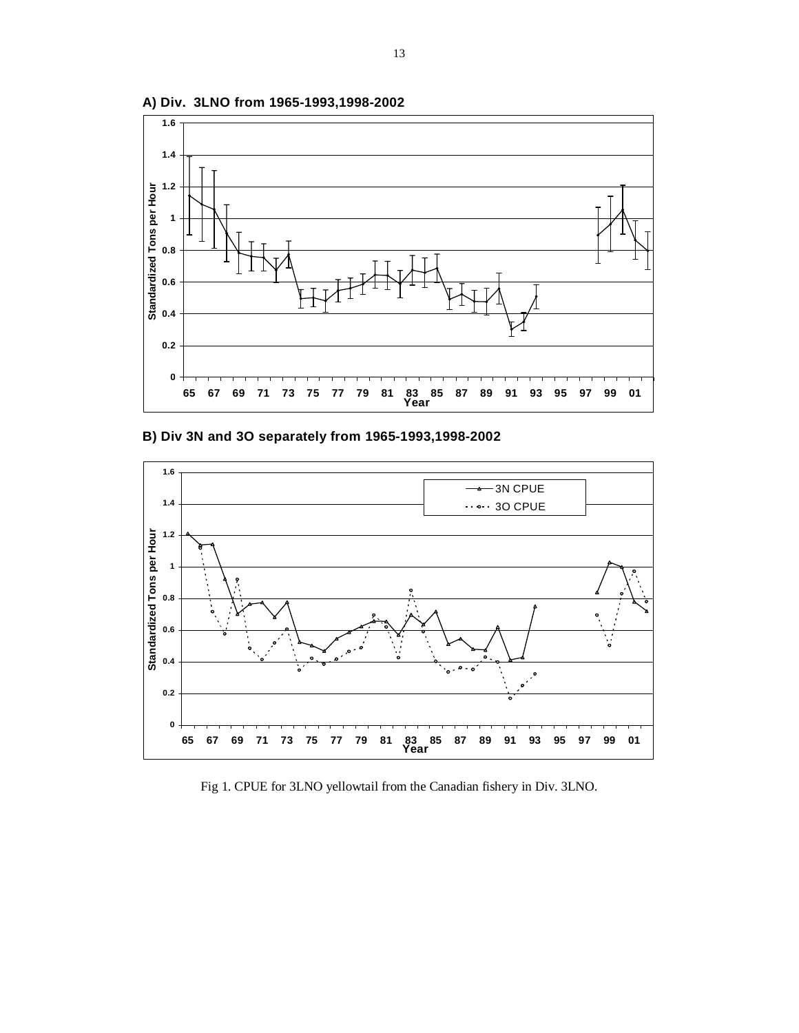**A) Div. 3LNO from 1965-1993,1998-2002**

**B) Div 3N and 3O separately from 1965-1993,1998-2002**

Fig 1. CPUE for 3LNO yellowtail from the Canadian fishery in Div. 3LNO.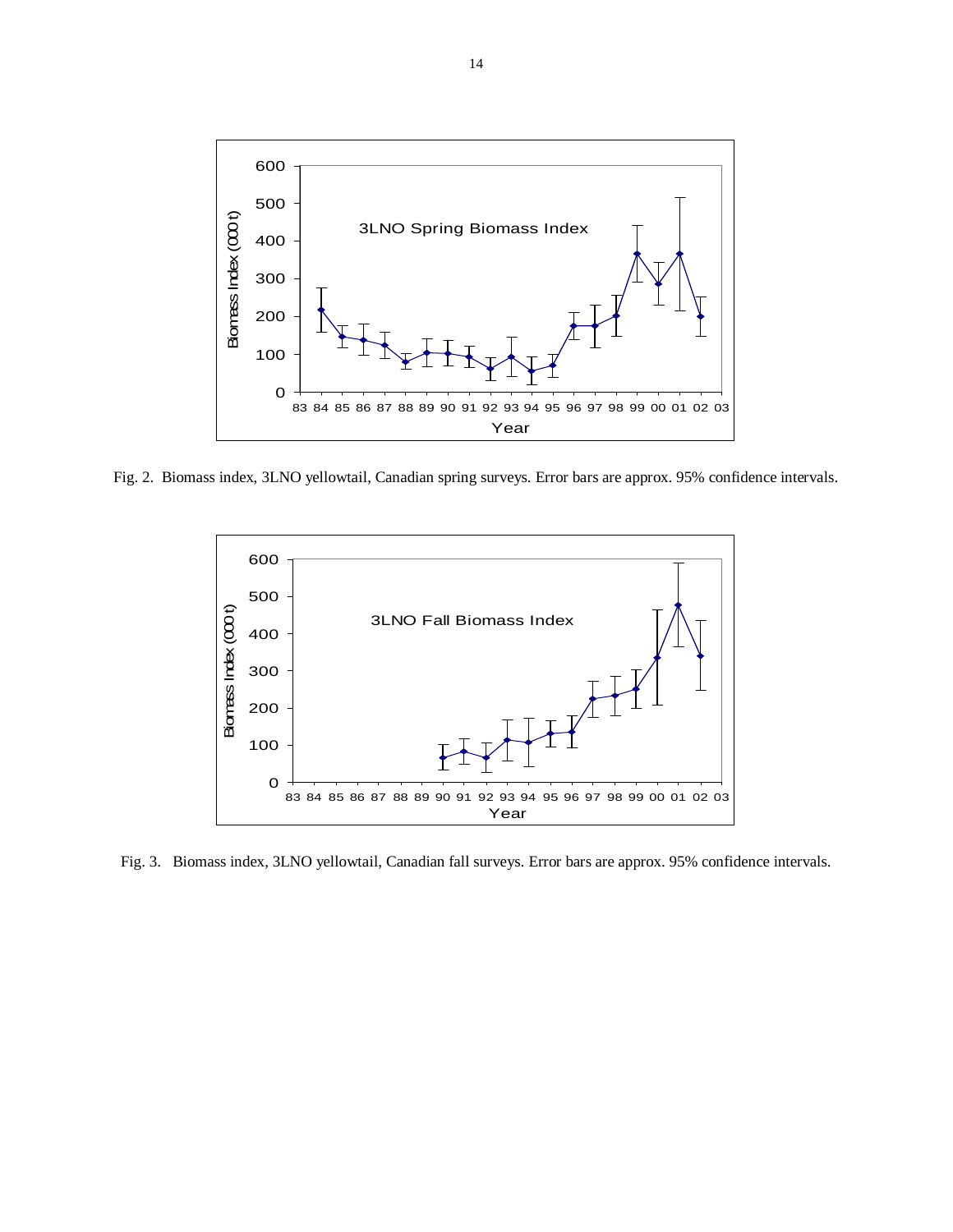Fig. 2. Biomass index, 3LNO yellowtail, Canadian spring surveys. Error bars are approx. 95% confidence intervals.

Fig. 3. Biomass index, 3LNO yellowtail, Canadian fall surveys. Error bars are approx. 95% confidence intervals.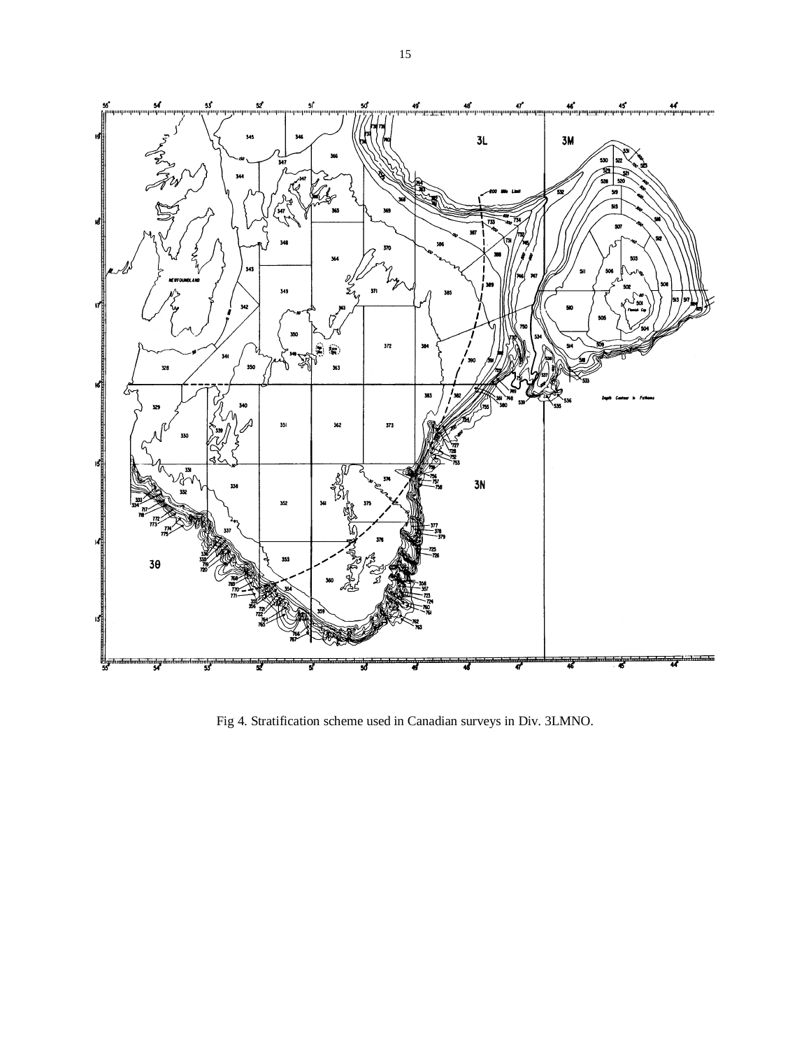Fig 4. Stratification scheme used in Canadian surveys in Div. 3LMNO.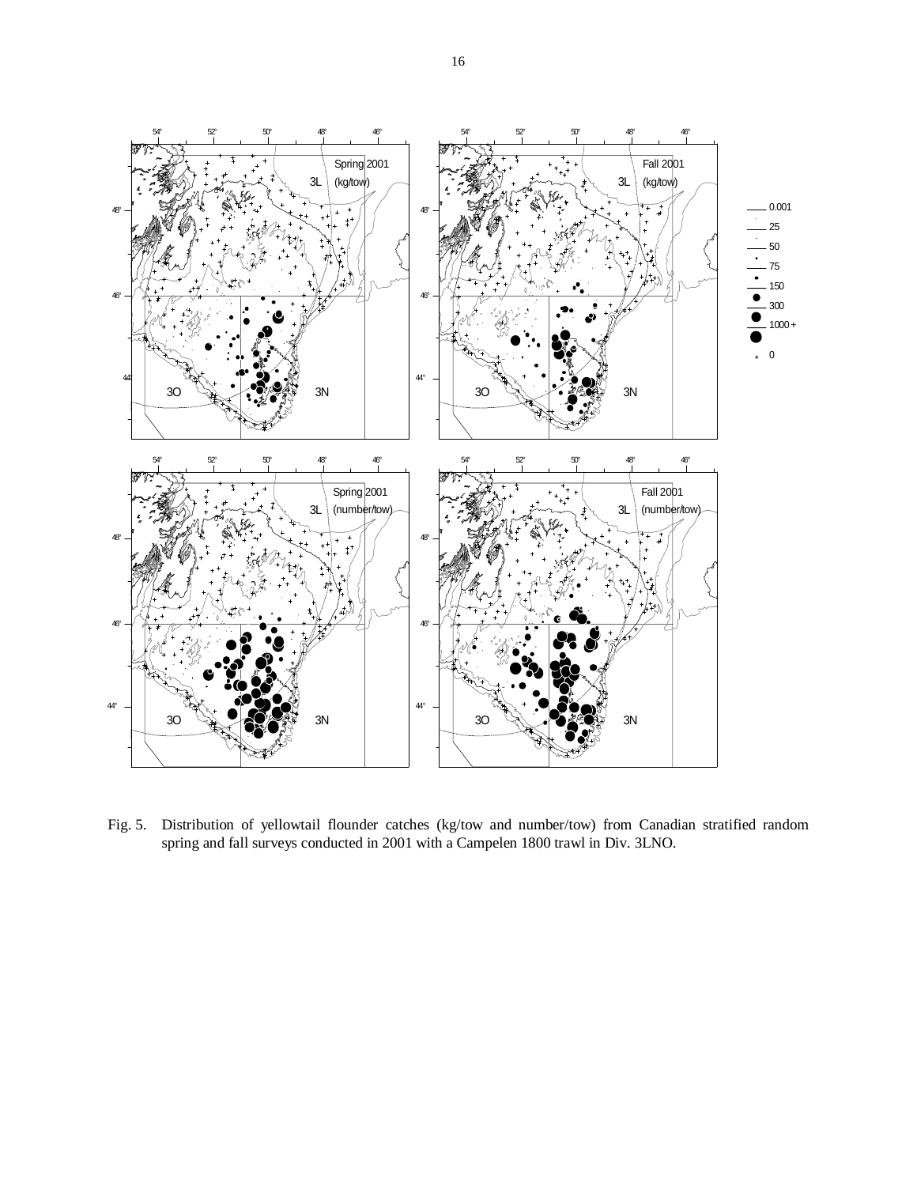Fig. 5. Distribution of yellowtail flounder catches (kg/tow and number/tow) from Canadian stratified random spring and fall surveys conducted in 2001 with a Campelen 1800 trawl in Div. 3LNO.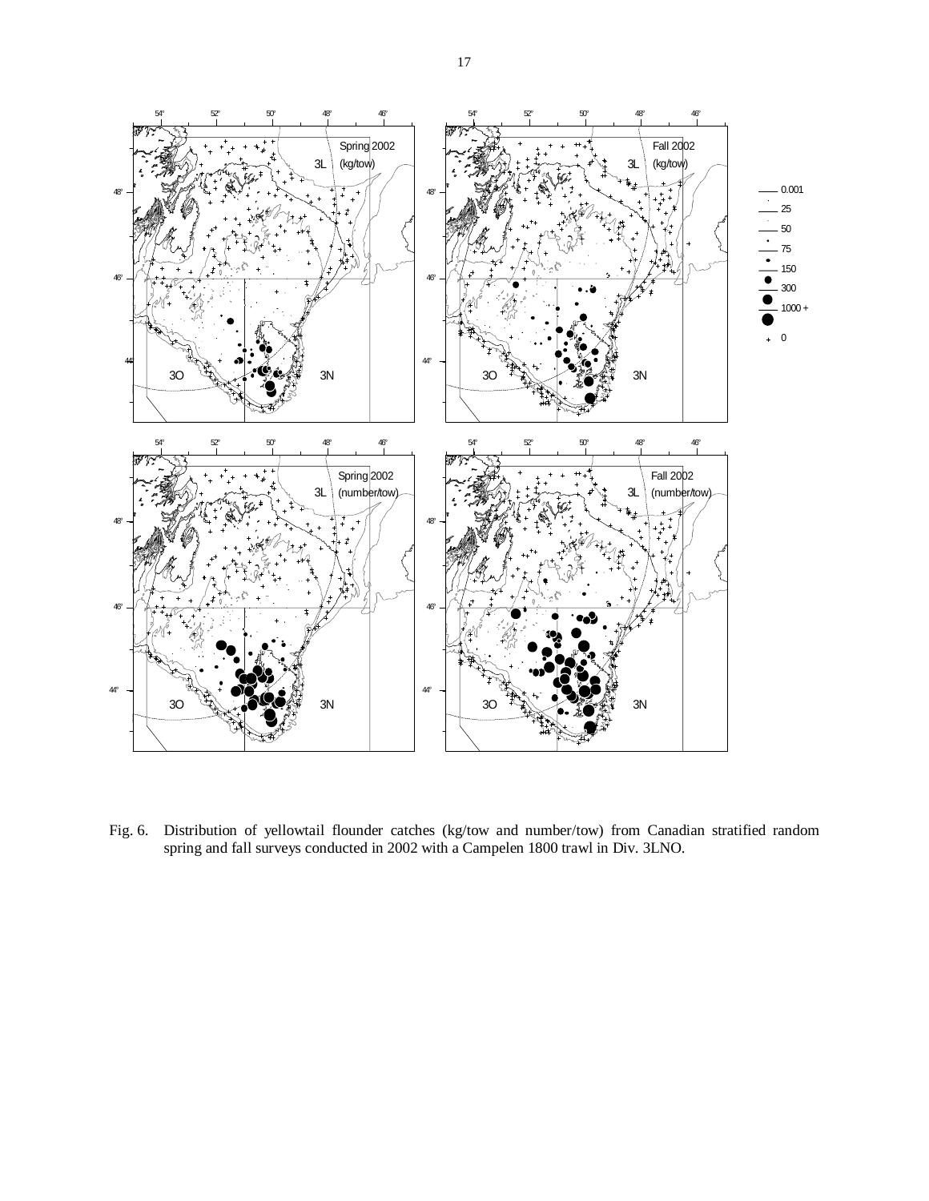Fig. 6. Distribution of yellowtail flounder catches (kg/tow and number/tow) from Canadian stratified random spring and fall surveys conducted in 2002 with a Campelen 1800 trawl in Div. 3LNO.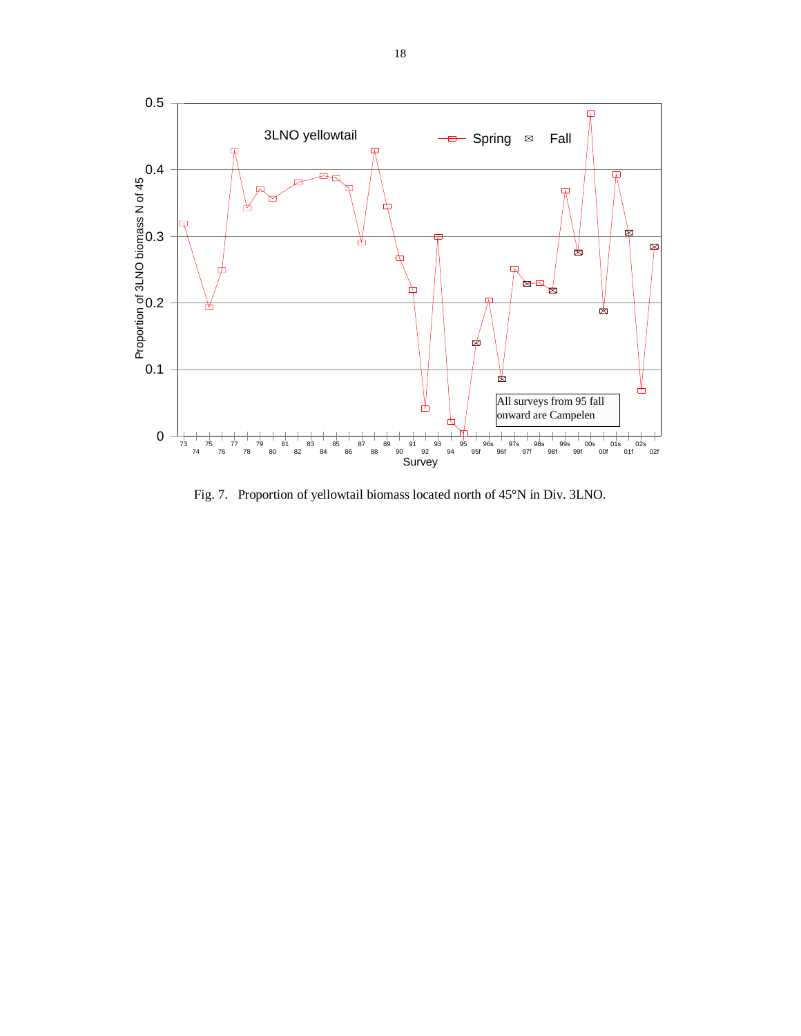3LNO yellowtail

Spring Fall

Proportion of 3LNO biomass N of 45

0.5
0.4
0.3
0.2
0.1
0

All surveys from 95 fall onward are Campelen

73 75 77 79 81 83 85 87 89 91 93 95 96s 97s 98s 99s 00s 01s 02s

74 76 78 80 82 84 86 88 90 92 94 95f 96f 97f 98f 99f 00f 01f 02f

Survey

Fig. 7. Proportion of yellowtail biomass located north of 45°N in Div. 3LNO.